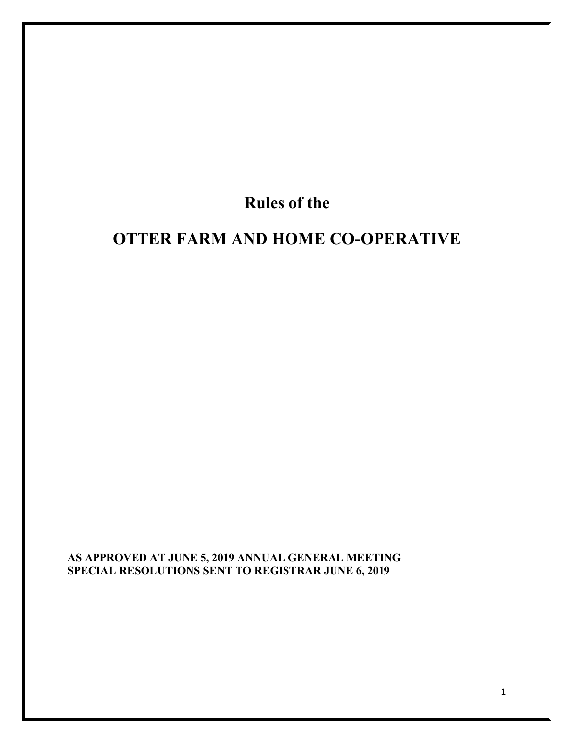# Rules of the

# OTTER FARM AND HOME CO-OPERATIVE

**AS APPROVED AT JUNE 5, 2019 ANNUAL GENERAL MEETING**
**SPECIAL RESOLUTIONS SENT TO REGISTRAR JUNE 6, 2019**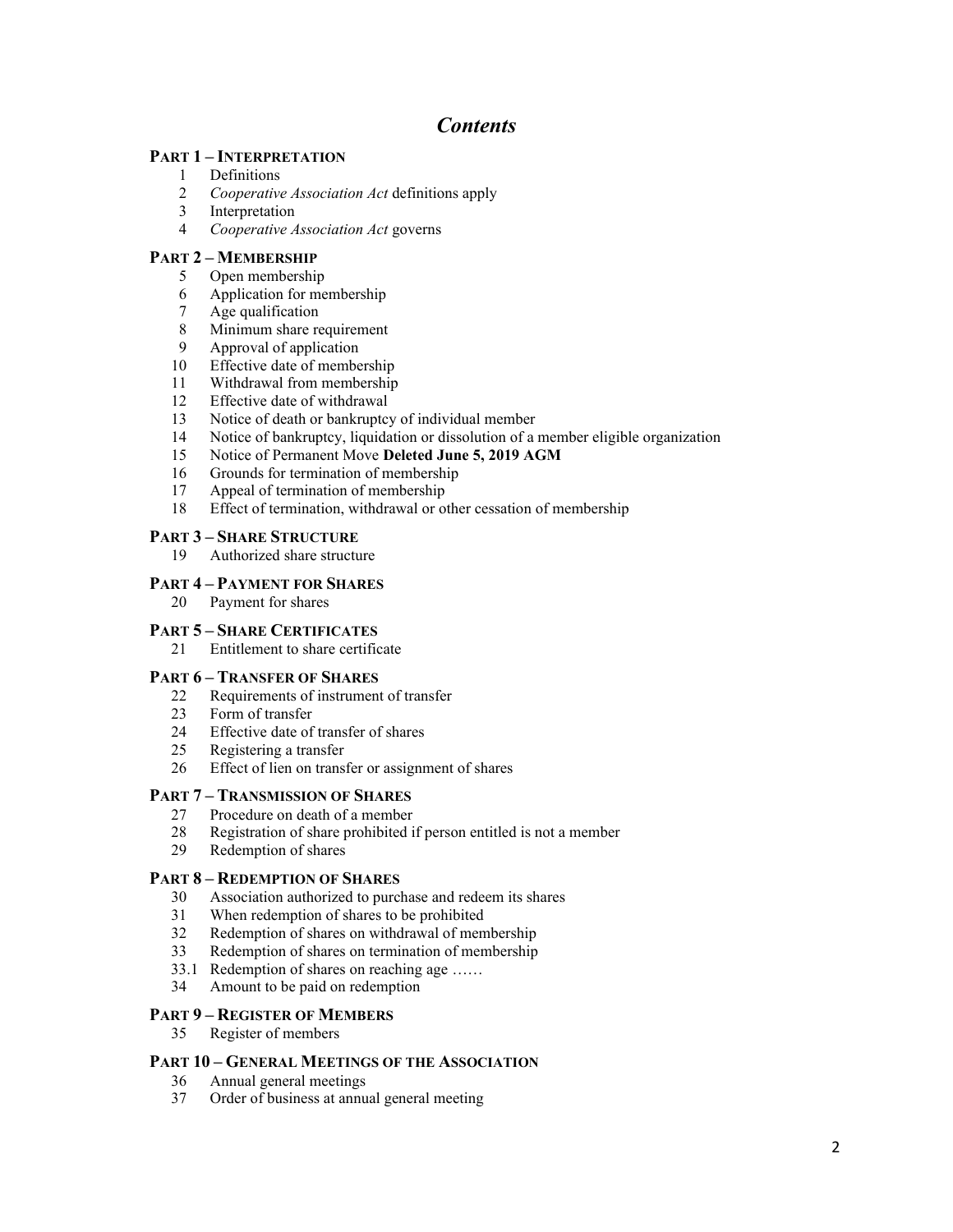# *Contents*

## PART 1 – INTERPRETATION

1 Definitions
2 *Cooperative Association Act* definitions apply
3 Interpretation
4 *Cooperative Association Act* governs

## PART 2 – MEMBERSHIP

5 Open membership
6 Application for membership
7 Age qualification
8 Minimum share requirement
9 Approval of application
10 Effective date of membership
11 Withdrawal from membership
12 Effective date of withdrawal
13 Notice of death or bankruptcy of individual member
14 Notice of bankruptcy, liquidation or dissolution of a member eligible organization
15 Notice of Permanent Move **Deleted June 5, 2019 AGM**
16 Grounds for termination of membership
17 Appeal of termination of membership
18 Effect of termination, withdrawal or other cessation of membership

## PART 3 – SHARE STRUCTURE

19 Authorized share structure

## PART 4 – PAYMENT FOR SHARES

20 Payment for shares

## PART 5 – SHARE CERTIFICATES

21 Entitlement to share certificate

## PART 6 – TRANSFER OF SHARES

22 Requirements of instrument of transfer
23 Form of transfer
24 Effective date of transfer of shares
25 Registering a transfer
26 Effect of lien on transfer or assignment of shares

## PART 7 – TRANSMISSION OF SHARES

27 Procedure on death of a member
28 Registration of share prohibited if person entitled is not a member
29 Redemption of shares

## PART 8 – REDEMPTION OF SHARES

30 Association authorized to purchase and redeem its shares
31 When redemption of shares to be prohibited
32 Redemption of shares on withdrawal of membership
33 Redemption of shares on termination of membership
33.1 Redemption of shares on reaching age ……
34 Amount to be paid on redemption

## PART 9 – REGISTER OF MEMBERS

35 Register of members

## PART 10 – GENERAL MEETINGS OF THE ASSOCIATION

36 Annual general meetings
37 Order of business at annual general meeting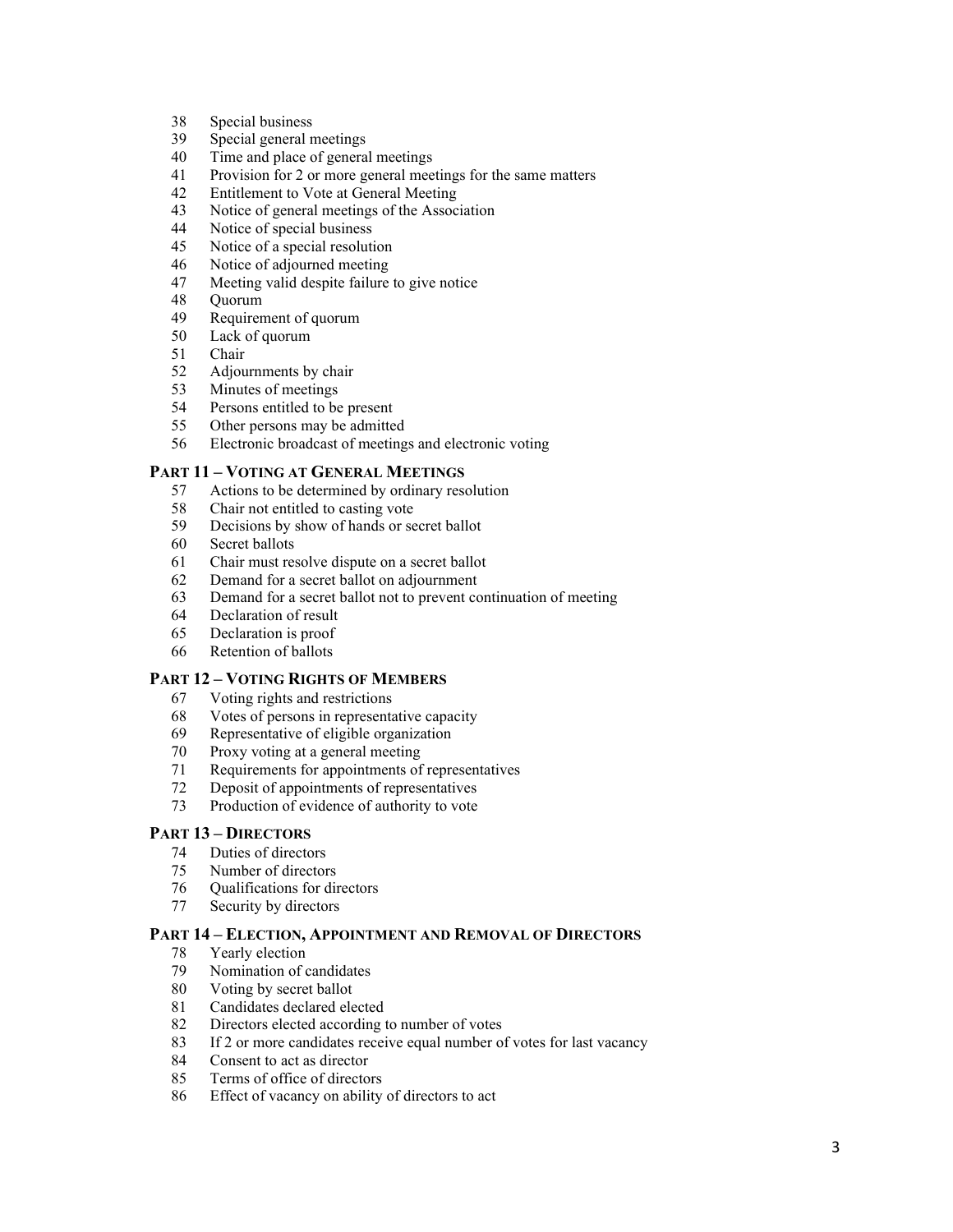38 Special business
39 Special general meetings
40 Time and place of general meetings
41 Provision for 2 or more general meetings for the same matters
42 Entitlement to Vote at General Meeting
43 Notice of general meetings of the Association
44 Notice of special business
45 Notice of a special resolution
46 Notice of adjourned meeting
47 Meeting valid despite failure to give notice
48 Quorum
49 Requirement of quorum
50 Lack of quorum
51 Chair
52 Adjournments by chair
53 Minutes of meetings
54 Persons entitled to be present
55 Other persons may be admitted
56 Electronic broadcast of meetings and electronic voting

**PART 11 – VOTING AT GENERAL MEETINGS**

57 Actions to be determined by ordinary resolution
58 Chair not entitled to casting vote
59 Decisions by show of hands or secret ballot
60 Secret ballots
61 Chair must resolve dispute on a secret ballot
62 Demand for a secret ballot on adjournment
63 Demand for a secret ballot not to prevent continuation of meeting
64 Declaration of result
65 Declaration is proof
66 Retention of ballots

**PART 12 – VOTING RIGHTS OF MEMBERS**

67 Voting rights and restrictions
68 Votes of persons in representative capacity
69 Representative of eligible organization
70 Proxy voting at a general meeting
71 Requirements for appointments of representatives
72 Deposit of appointments of representatives
73 Production of evidence of authority to vote

**PART 13 – DIRECTORS**

74 Duties of directors
75 Number of directors
76 Qualifications for directors
77 Security by directors

**PART 14 – ELECTION, APPOINTMENT AND REMOVAL OF DIRECTORS**

78 Yearly election
79 Nomination of candidates
80 Voting by secret ballot
81 Candidates declared elected
82 Directors elected according to number of votes
83 If 2 or more candidates receive equal number of votes for last vacancy
84 Consent to act as director
85 Terms of office of directors
86 Effect of vacancy on ability of directors to act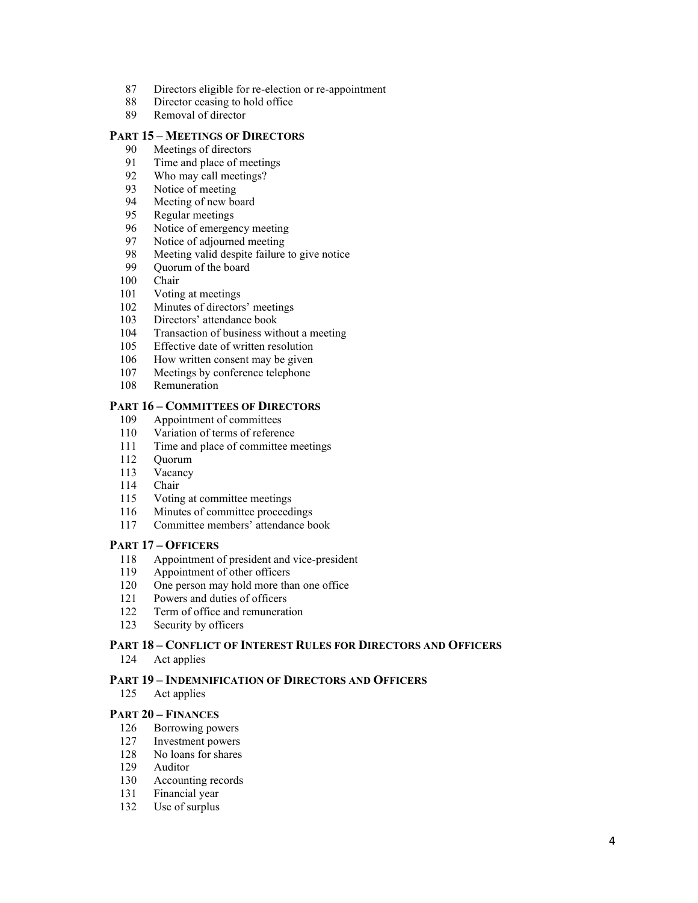87 Directors eligible for re-election or re-appointment
88 Director ceasing to hold office
89 Removal of director

**PART 15 – MEETINGS OF DIRECTORS**

90 Meetings of directors
91 Time and place of meetings
92 Who may call meetings?
93 Notice of meeting
94 Meeting of new board
95 Regular meetings
96 Notice of emergency meeting
97 Notice of adjourned meeting
98 Meeting valid despite failure to give notice
99 Quorum of the board
100 Chair
101 Voting at meetings
102 Minutes of directors' meetings
103 Directors' attendance book
104 Transaction of business without a meeting
105 Effective date of written resolution
106 How written consent may be given
107 Meetings by conference telephone
108 Remuneration

**PART 16 – COMMITTEES OF DIRECTORS**

109 Appointment of committees
110 Variation of terms of reference
111 Time and place of committee meetings
112 Quorum
113 Vacancy
114 Chair
115 Voting at committee meetings
116 Minutes of committee proceedings
117 Committee members' attendance book

**PART 17 – OFFICERS**

118 Appointment of president and vice-president
119 Appointment of other officers
120 One person may hold more than one office
121 Powers and duties of officers
122 Term of office and remuneration
123 Security by officers

**PART 18 – CONFLICT OF INTEREST RULES FOR DIRECTORS AND OFFICERS**

124 Act applies

**PART 19 – INDEMNIFICATION OF DIRECTORS AND OFFICERS**

125 Act applies

**PART 20 – FINANCES**

126 Borrowing powers
127 Investment powers
128 No loans for shares
129 Auditor
130 Accounting records
131 Financial year
132 Use of surplus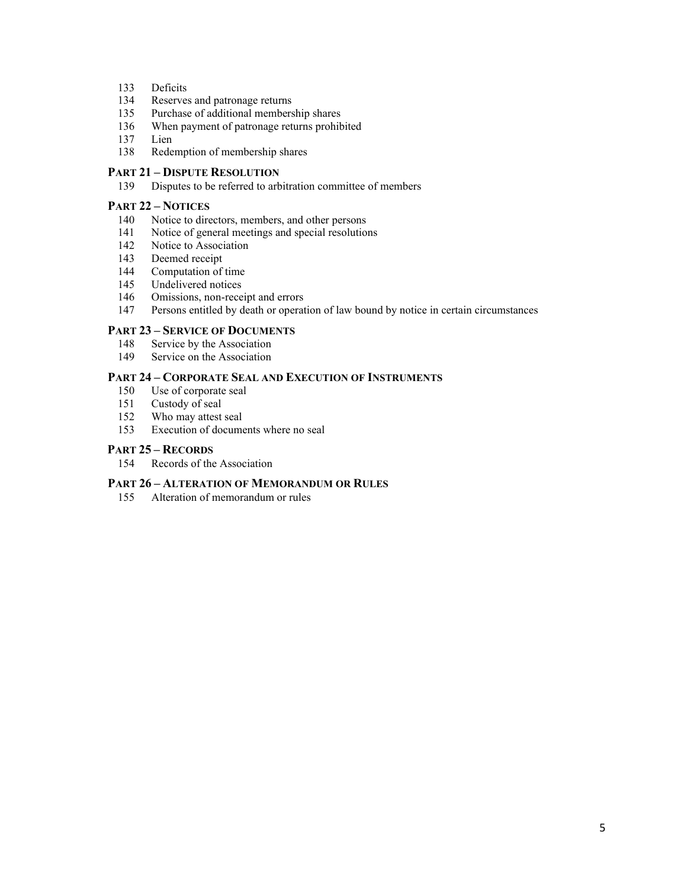133 Deficits
134 Reserves and patronage returns
135 Purchase of additional membership shares
136 When payment of patronage returns prohibited
137 Lien
138 Redemption of membership shares

**PART 21 – DISPUTE RESOLUTION**

139 Disputes to be referred to arbitration committee of members

**PART 22 – NOTICES**

140 Notice to directors, members, and other persons
141 Notice of general meetings and special resolutions
142 Notice to Association
143 Deemed receipt
144 Computation of time
145 Undelivered notices
146 Omissions, non-receipt and errors
147 Persons entitled by death or operation of law bound by notice in certain circumstances

**PART 23 – SERVICE OF DOCUMENTS**

148 Service by the Association
149 Service on the Association

**PART 24 – CORPORATE SEAL AND EXECUTION OF INSTRUMENTS**

150 Use of corporate seal
151 Custody of seal
152 Who may attest seal
153 Execution of documents where no seal

**PART 25 – RECORDS**

154 Records of the Association

**PART 26 – ALTERATION OF MEMORANDUM OR RULES**

155 Alteration of memorandum or rules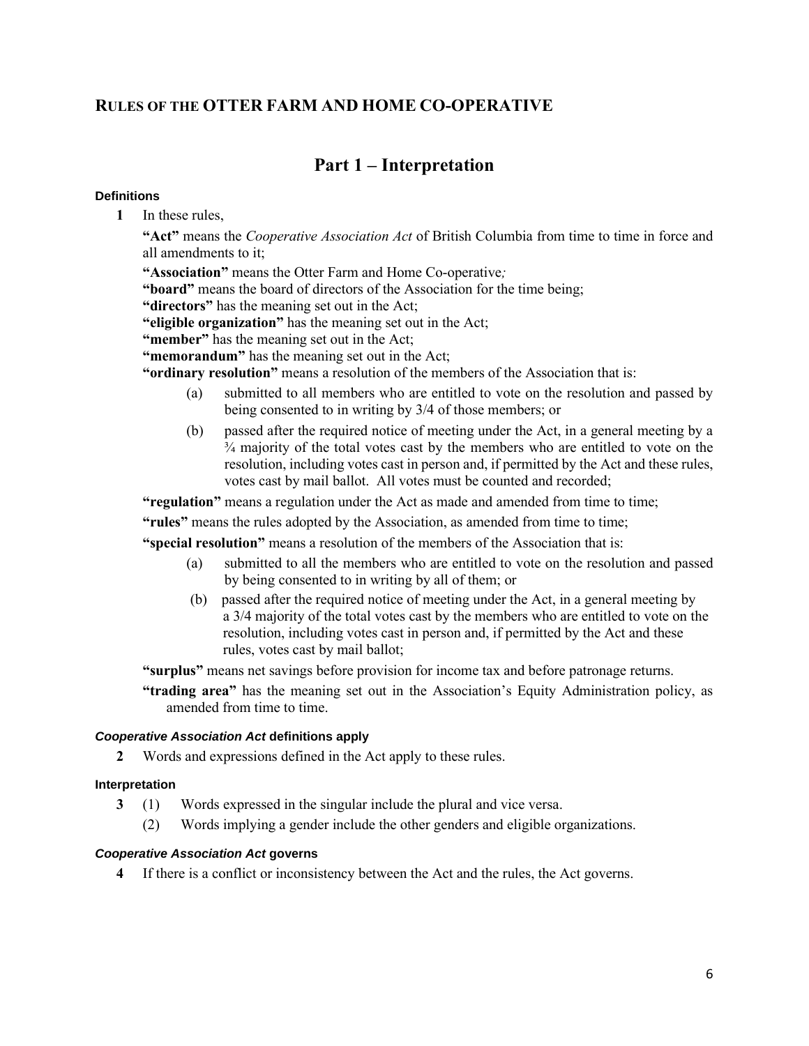## RULES OF THE OTTER FARM AND HOME CO-OPERATIVE

# Part 1 – Interpretation

### Definitions

**1** In these rules,

**"Act"** means the *Cooperative Association Act* of British Columbia from time to time in force and all amendments to it;

**"Association"** means the Otter Farm and Home Co-operative*;*

**"board"** means the board of directors of the Association for the time being;

**"directors"** has the meaning set out in the Act;

**"eligible organization"** has the meaning set out in the Act;

**"member"** has the meaning set out in the Act;

**"memorandum"** has the meaning set out in the Act;

**"ordinary resolution"** means a resolution of the members of the Association that is:

- (a) submitted to all members who are entitled to vote on the resolution and passed by being consented to in writing by 3/4 of those members; or
- (b) passed after the required notice of meeting under the Act, in a general meeting by a ¾ majority of the total votes cast by the members who are entitled to vote on the resolution, including votes cast in person and, if permitted by the Act and these rules, votes cast by mail ballot. All votes must be counted and recorded;

**"regulation"** means a regulation under the Act as made and amended from time to time;

**"rules"** means the rules adopted by the Association, as amended from time to time;

**"special resolution"** means a resolution of the members of the Association that is:

- (a) submitted to all the members who are entitled to vote on the resolution and passed by being consented to in writing by all of them; or
- (b) passed after the required notice of meeting under the Act, in a general meeting by a 3/4 majority of the total votes cast by the members who are entitled to vote on the resolution, including votes cast in person and, if permitted by the Act and these rules, votes cast by mail ballot;

**"surplus"** means net savings before provision for income tax and before patronage returns.

**"trading area"** has the meaning set out in the Association's Equity Administration policy, as amended from time to time.

### *Cooperative Association Act* definitions apply

**2** Words and expressions defined in the Act apply to these rules.

### Interpretation

**3** (1) Words expressed in the singular include the plural and vice versa.

(2) Words implying a gender include the other genders and eligible organizations.

### *Cooperative Association Act* governs

**4** If there is a conflict or inconsistency between the Act and the rules, the Act governs.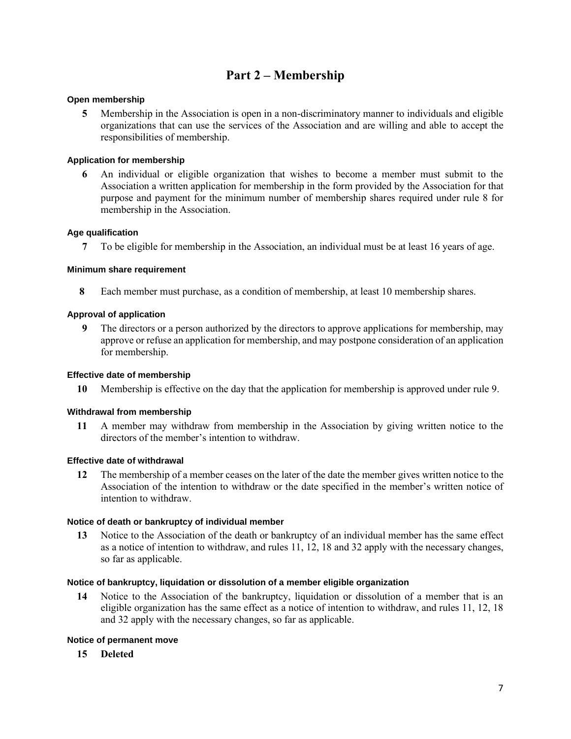# Part 2 – Membership

#### Open membership

**5** Membership in the Association is open in a non-discriminatory manner to individuals and eligible organizations that can use the services of the Association and are willing and able to accept the responsibilities of membership.

#### Application for membership

**6** An individual or eligible organization that wishes to become a member must submit to the Association a written application for membership in the form provided by the Association for that purpose and payment for the minimum number of membership shares required under rule 8 for membership in the Association.

#### Age qualification

**7** To be eligible for membership in the Association, an individual must be at least 16 years of age.

#### Minimum share requirement

**8** Each member must purchase, as a condition of membership, at least 10 membership shares.

#### Approval of application

**9** The directors or a person authorized by the directors to approve applications for membership, may approve or refuse an application for membership, and may postpone consideration of an application for membership.

#### Effective date of membership

**10** Membership is effective on the day that the application for membership is approved under rule 9.

#### Withdrawal from membership

**11** A member may withdraw from membership in the Association by giving written notice to the directors of the member's intention to withdraw.

#### Effective date of withdrawal

**12** The membership of a member ceases on the later of the date the member gives written notice to the Association of the intention to withdraw or the date specified in the member's written notice of intention to withdraw.

#### Notice of death or bankruptcy of individual member

**13** Notice to the Association of the death or bankruptcy of an individual member has the same effect as a notice of intention to withdraw, and rules 11, 12, 18 and 32 apply with the necessary changes, so far as applicable.

#### Notice of bankruptcy, liquidation or dissolution of a member eligible organization

**14** Notice to the Association of the bankruptcy, liquidation or dissolution of a member that is an eligible organization has the same effect as a notice of intention to withdraw, and rules 11, 12, 18 and 32 apply with the necessary changes, so far as applicable.

#### Notice of permanent move

**15** **Deleted**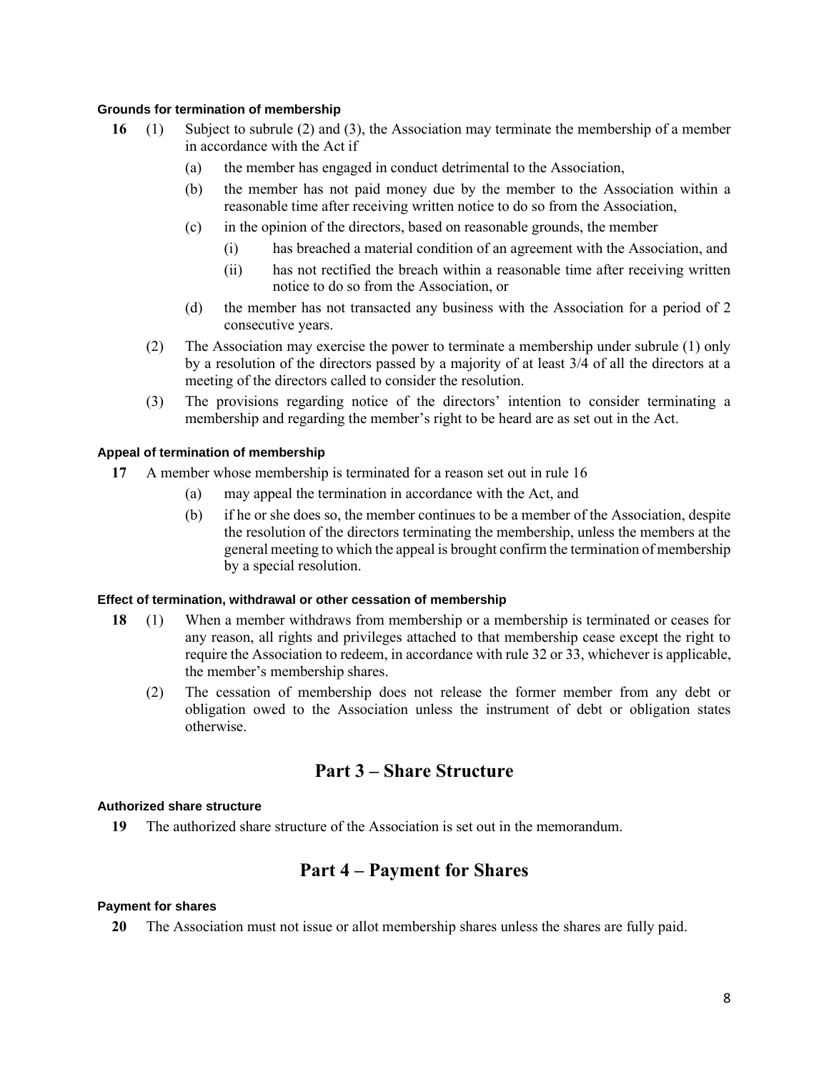#### Grounds for termination of membership

**16** (1) Subject to subrule (2) and (3), the Association may terminate the membership of a member in accordance with the Act if

(a) the member has engaged in conduct detrimental to the Association,

(b) the member has not paid money due by the member to the Association within a reasonable time after receiving written notice to do so from the Association,

(c) in the opinion of the directors, based on reasonable grounds, the member

(i) has breached a material condition of an agreement with the Association, and

(ii) has not rectified the breach within a reasonable time after receiving written notice to do so from the Association, or

(d) the member has not transacted any business with the Association for a period of 2 consecutive years.

(2) The Association may exercise the power to terminate a membership under subrule (1) only by a resolution of the directors passed by a majority of at least 3/4 of all the directors at a meeting of the directors called to consider the resolution.

(3) The provisions regarding notice of the directors' intention to consider terminating a membership and regarding the member's right to be heard are as set out in the Act.

#### Appeal of termination of membership

**17** A member whose membership is terminated for a reason set out in rule 16

(a) may appeal the termination in accordance with the Act, and

(b) if he or she does so, the member continues to be a member of the Association, despite the resolution of the directors terminating the membership, unless the members at the general meeting to which the appeal is brought confirm the termination of membership by a special resolution.

#### Effect of termination, withdrawal or other cessation of membership

**18** (1) When a member withdraws from membership or a membership is terminated or ceases for any reason, all rights and privileges attached to that membership cease except the right to require the Association to redeem, in accordance with rule 32 or 33, whichever is applicable, the member's membership shares.

(2) The cessation of membership does not release the former member from any debt or obligation owed to the Association unless the instrument of debt or obligation states otherwise.

## Part 3 – Share Structure

#### Authorized share structure

**19** The authorized share structure of the Association is set out in the memorandum.

## Part 4 – Payment for Shares

#### Payment for shares

**20** The Association must not issue or allot membership shares unless the shares are fully paid.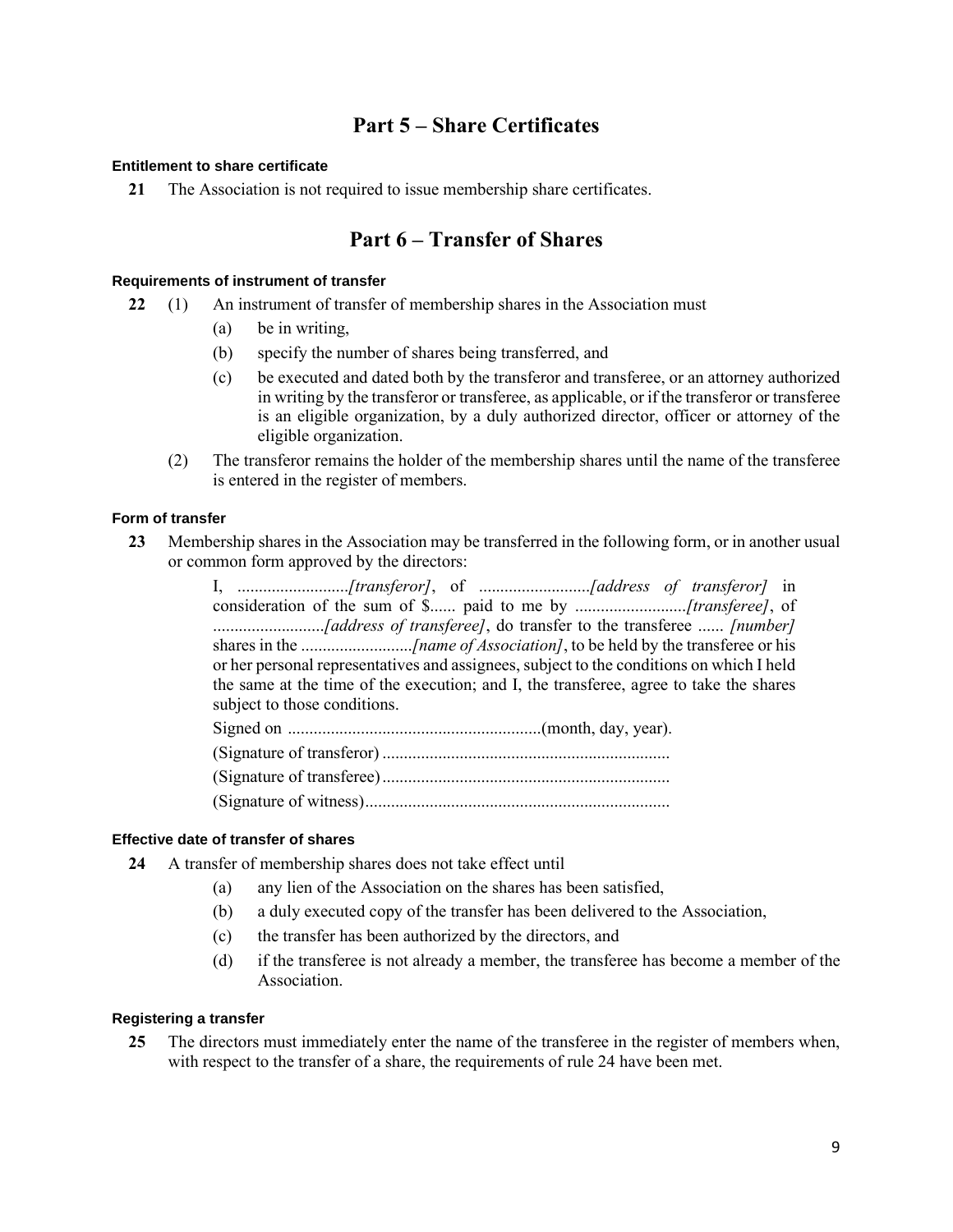## Part 5 – Share Certificates

#### Entitlement to share certificate

**21** The Association is not required to issue membership share certificates.

## Part 6 – Transfer of Shares

#### Requirements of instrument of transfer

**22** (1) An instrument of transfer of membership shares in the Association must

(a) be in writing,

(b) specify the number of shares being transferred, and

(c) be executed and dated both by the transferor and transferee, or an attorney authorized in writing by the transferor or transferee, as applicable, or if the transferor or transferee is an eligible organization, by a duly authorized director, officer or attorney of the eligible organization.

(2) The transferor remains the holder of the membership shares until the name of the transferee is entered in the register of members.

#### Form of transfer

**23** Membership shares in the Association may be transferred in the following form, or in another usual or common form approved by the directors:

> I, ..........................*[transferor]*, of ..........................*[address of transferor]* in consideration of the sum of $...... paid to me by ..........................*[transferee]*, of ..........................*[address of transferee]*, do transfer to the transferee ...... *[number]* shares in the ..........................*[name of Association]*, to be held by the transferee or his or her personal representatives and assignees, subject to the conditions on which I held the same at the time of the execution; and I, the transferee, agree to take the shares subject to those conditions.
>
> Signed on ..........................................................(month, day, year).
>
> (Signature of transferor) ..................................................................
>
> (Signature of transferee) ..................................................................
>
> (Signature of witness).......................................................................

#### Effective date of transfer of shares

**24** A transfer of membership shares does not take effect until

(a) any lien of the Association on the shares has been satisfied,

(b) a duly executed copy of the transfer has been delivered to the Association,

(c) the transfer has been authorized by the directors, and

(d) if the transferee is not already a member, the transferee has become a member of the Association.

#### Registering a transfer

**25** The directors must immediately enter the name of the transferee in the register of members when, with respect to the transfer of a share, the requirements of rule 24 have been met.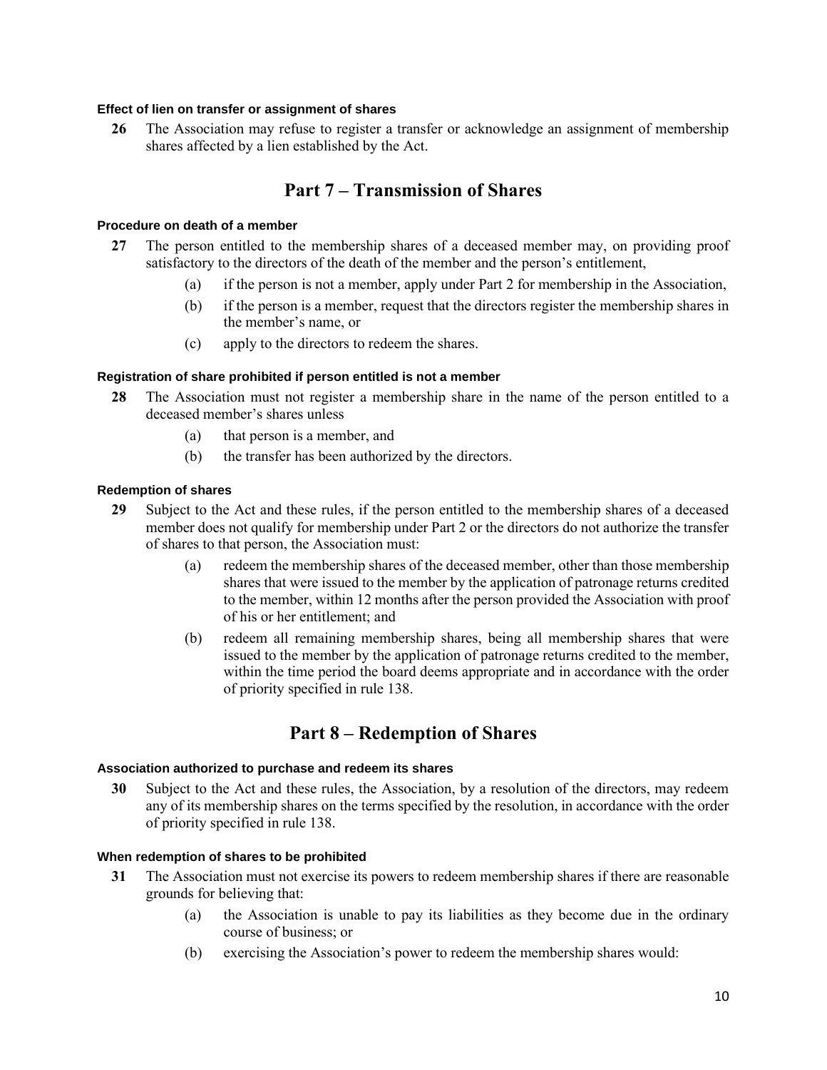#### Effect of lien on transfer or assignment of shares

**26** The Association may refuse to register a transfer or acknowledge an assignment of membership shares affected by a lien established by the Act.

## Part 7 – Transmission of Shares

#### Procedure on death of a member

**27** The person entitled to the membership shares of a deceased member may, on providing proof satisfactory to the directors of the death of the member and the person's entitlement,

(a) if the person is not a member, apply under Part 2 for membership in the Association,

(b) if the person is a member, request that the directors register the membership shares in the member's name, or

(c) apply to the directors to redeem the shares.

#### Registration of share prohibited if person entitled is not a member

**28** The Association must not register a membership share in the name of the person entitled to a deceased member's shares unless

(a) that person is a member, and

(b) the transfer has been authorized by the directors.

#### Redemption of shares

**29** Subject to the Act and these rules, if the person entitled to the membership shares of a deceased member does not qualify for membership under Part 2 or the directors do not authorize the transfer of shares to that person, the Association must:

(a) redeem the membership shares of the deceased member, other than those membership shares that were issued to the member by the application of patronage returns credited to the member, within 12 months after the person provided the Association with proof of his or her entitlement; and

(b) redeem all remaining membership shares, being all membership shares that were issued to the member by the application of patronage returns credited to the member, within the time period the board deems appropriate and in accordance with the order of priority specified in rule 138.

## Part 8 – Redemption of Shares

#### Association authorized to purchase and redeem its shares

**30** Subject to the Act and these rules, the Association, by a resolution of the directors, may redeem any of its membership shares on the terms specified by the resolution, in accordance with the order of priority specified in rule 138.

#### When redemption of shares to be prohibited

**31** The Association must not exercise its powers to redeem membership shares if there are reasonable grounds for believing that:

(a) the Association is unable to pay its liabilities as they become due in the ordinary course of business; or

(b) exercising the Association's power to redeem the membership shares would: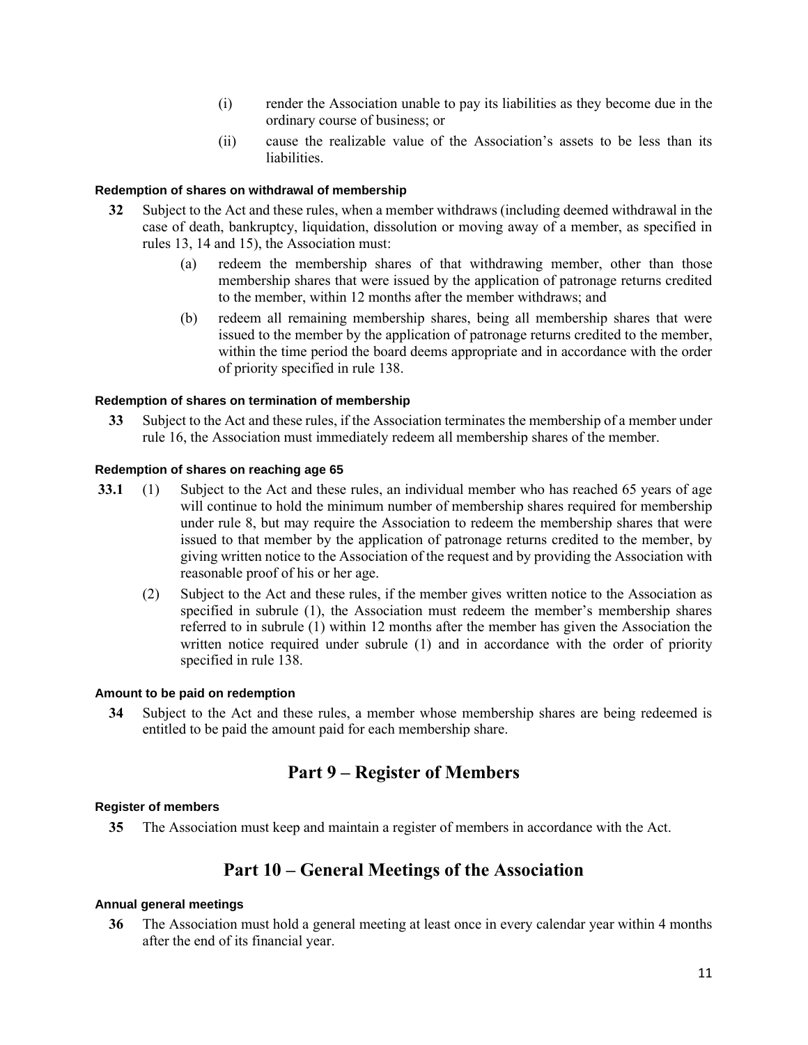(i) render the Association unable to pay its liabilities as they become due in the ordinary course of business; or

(ii) cause the realizable value of the Association's assets to be less than its liabilities.

#### Redemption of shares on withdrawal of membership

**32** Subject to the Act and these rules, when a member withdraws (including deemed withdrawal in the case of death, bankruptcy, liquidation, dissolution or moving away of a member, as specified in rules 13, 14 and 15), the Association must:

(a) redeem the membership shares of that withdrawing member, other than those membership shares that were issued by the application of patronage returns credited to the member, within 12 months after the member withdraws; and

(b) redeem all remaining membership shares, being all membership shares that were issued to the member by the application of patronage returns credited to the member, within the time period the board deems appropriate and in accordance with the order of priority specified in rule 138.

#### Redemption of shares on termination of membership

**33** Subject to the Act and these rules, if the Association terminates the membership of a member under rule 16, the Association must immediately redeem all membership shares of the member.

#### Redemption of shares on reaching age 65

**33.1** (1) Subject to the Act and these rules, an individual member who has reached 65 years of age will continue to hold the minimum number of membership shares required for membership under rule 8, but may require the Association to redeem the membership shares that were issued to that member by the application of patronage returns credited to the member, by giving written notice to the Association of the request and by providing the Association with reasonable proof of his or her age.

(2) Subject to the Act and these rules, if the member gives written notice to the Association as specified in subrule (1), the Association must redeem the member's membership shares referred to in subrule (1) within 12 months after the member has given the Association the written notice required under subrule (1) and in accordance with the order of priority specified in rule 138.

#### Amount to be paid on redemption

**34** Subject to the Act and these rules, a member whose membership shares are being redeemed is entitled to be paid the amount paid for each membership share.

## Part 9 – Register of Members

#### Register of members

**35** The Association must keep and maintain a register of members in accordance with the Act.

## Part 10 – General Meetings of the Association

#### Annual general meetings

**36** The Association must hold a general meeting at least once in every calendar year within 4 months after the end of its financial year.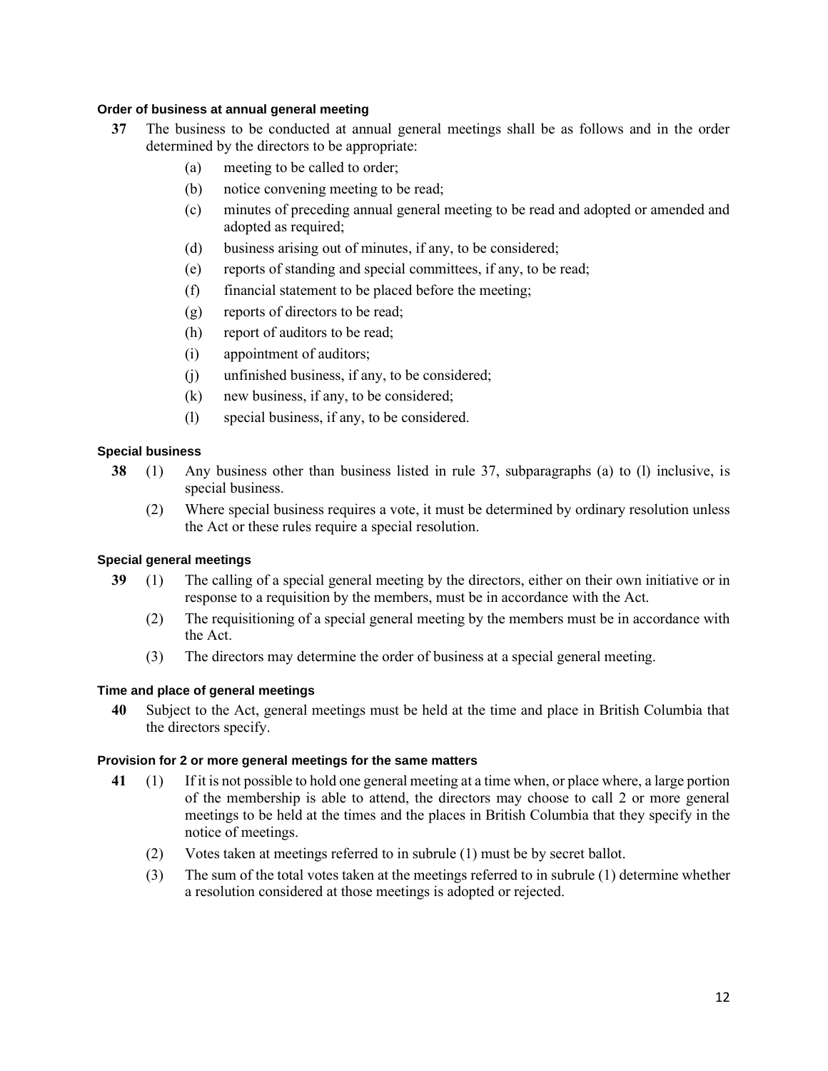### Order of business at annual general meeting

**37** The business to be conducted at annual general meetings shall be as follows and in the order determined by the directors to be appropriate:

(a) meeting to be called to order;

(b) notice convening meeting to be read;

(c) minutes of preceding annual general meeting to be read and adopted or amended and adopted as required;

(d) business arising out of minutes, if any, to be considered;

(e) reports of standing and special committees, if any, to be read;

(f) financial statement to be placed before the meeting;

(g) reports of directors to be read;

(h) report of auditors to be read;

(i) appointment of auditors;

(j) unfinished business, if any, to be considered;

(k) new business, if any, to be considered;

(l) special business, if any, to be considered.

### Special business

**38** (1) Any business other than business listed in rule 37, subparagraphs (a) to (l) inclusive, is special business.

(2) Where special business requires a vote, it must be determined by ordinary resolution unless the Act or these rules require a special resolution.

### Special general meetings

**39** (1) The calling of a special general meeting by the directors, either on their own initiative or in response to a requisition by the members, must be in accordance with the Act.

(2) The requisitioning of a special general meeting by the members must be in accordance with the Act.

(3) The directors may determine the order of business at a special general meeting.

### Time and place of general meetings

**40** Subject to the Act, general meetings must be held at the time and place in British Columbia that the directors specify.

### Provision for 2 or more general meetings for the same matters

**41** (1) If it is not possible to hold one general meeting at a time when, or place where, a large portion of the membership is able to attend, the directors may choose to call 2 or more general meetings to be held at the times and the places in British Columbia that they specify in the notice of meetings.

(2) Votes taken at meetings referred to in subrule (1) must be by secret ballot.

(3) The sum of the total votes taken at the meetings referred to in subrule (1) determine whether a resolution considered at those meetings is adopted or rejected.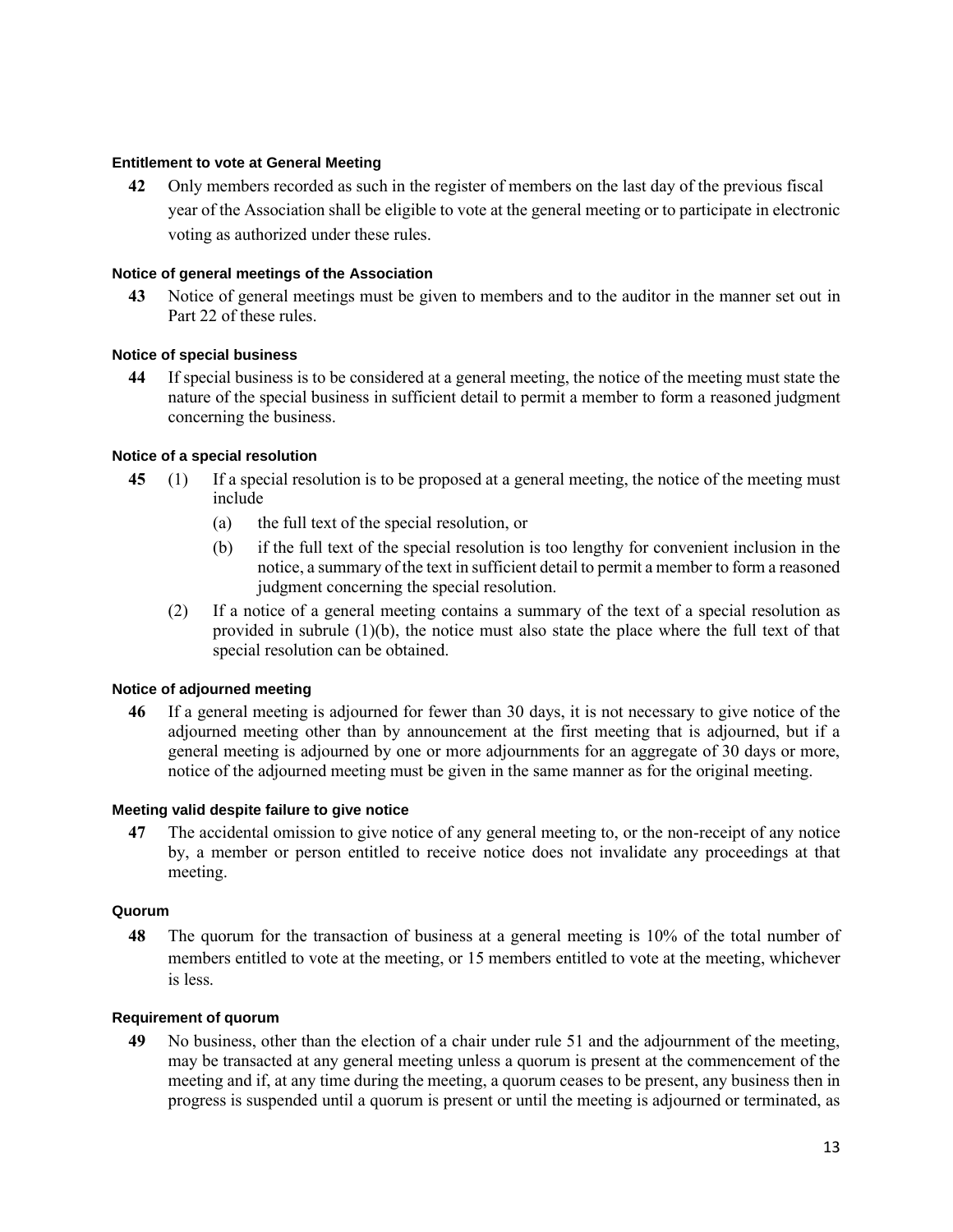#### Entitlement to vote at General Meeting

**42** Only members recorded as such in the register of members on the last day of the previous fiscal year of the Association shall be eligible to vote at the general meeting or to participate in electronic voting as authorized under these rules.

#### Notice of general meetings of the Association

**43** Notice of general meetings must be given to members and to the auditor in the manner set out in Part 22 of these rules.

#### Notice of special business

**44** If special business is to be considered at a general meeting, the notice of the meeting must state the nature of the special business in sufficient detail to permit a member to form a reasoned judgment concerning the business.

#### Notice of a special resolution

**45** (1) If a special resolution is to be proposed at a general meeting, the notice of the meeting must include

- (a) the full text of the special resolution, or
- (b) if the full text of the special resolution is too lengthy for convenient inclusion in the notice, a summary of the text in sufficient detail to permit a member to form a reasoned judgment concerning the special resolution.

(2) If a notice of a general meeting contains a summary of the text of a special resolution as provided in subrule (1)(b), the notice must also state the place where the full text of that special resolution can be obtained.

#### Notice of adjourned meeting

**46** If a general meeting is adjourned for fewer than 30 days, it is not necessary to give notice of the adjourned meeting other than by announcement at the first meeting that is adjourned, but if a general meeting is adjourned by one or more adjournments for an aggregate of 30 days or more, notice of the adjourned meeting must be given in the same manner as for the original meeting.

#### Meeting valid despite failure to give notice

**47** The accidental omission to give notice of any general meeting to, or the non-receipt of any notice by, a member or person entitled to receive notice does not invalidate any proceedings at that meeting.

#### Quorum

**48** The quorum for the transaction of business at a general meeting is 10% of the total number of members entitled to vote at the meeting, or 15 members entitled to vote at the meeting, whichever is less.

#### Requirement of quorum

**49** No business, other than the election of a chair under rule 51 and the adjournment of the meeting, may be transacted at any general meeting unless a quorum is present at the commencement of the meeting and if, at any time during the meeting, a quorum ceases to be present, any business then in progress is suspended until a quorum is present or until the meeting is adjourned or terminated, as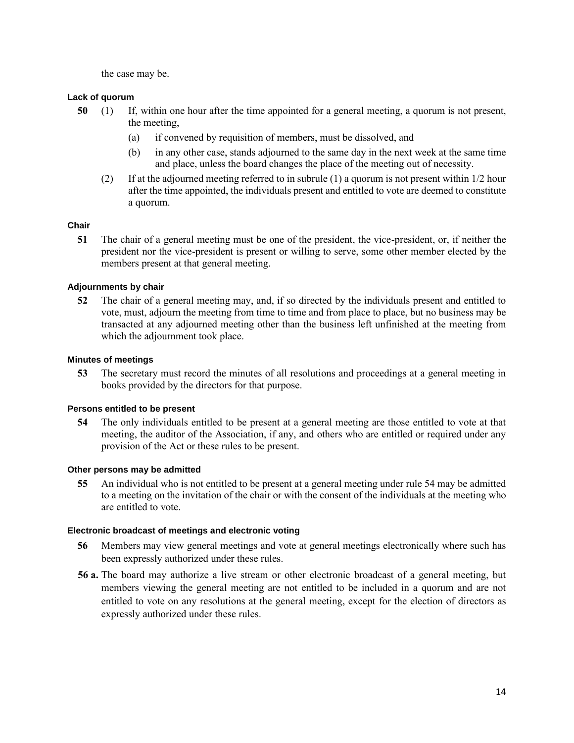the case may be.

#### Lack of quorum

**50** (1) If, within one hour after the time appointed for a general meeting, a quorum is not present, the meeting,

(a) if convened by requisition of members, must be dissolved, and

(b) in any other case, stands adjourned to the same day in the next week at the same time and place, unless the board changes the place of the meeting out of necessity.

(2) If at the adjourned meeting referred to in subrule (1) a quorum is not present within 1/2 hour after the time appointed, the individuals present and entitled to vote are deemed to constitute a quorum.

#### Chair

**51** The chair of a general meeting must be one of the president, the vice-president, or, if neither the president nor the vice-president is present or willing to serve, some other member elected by the members present at that general meeting.

#### Adjournments by chair

**52** The chair of a general meeting may, and, if so directed by the individuals present and entitled to vote, must, adjourn the meeting from time to time and from place to place, but no business may be transacted at any adjourned meeting other than the business left unfinished at the meeting from which the adjournment took place.

#### Minutes of meetings

**53** The secretary must record the minutes of all resolutions and proceedings at a general meeting in books provided by the directors for that purpose.

#### Persons entitled to be present

**54** The only individuals entitled to be present at a general meeting are those entitled to vote at that meeting, the auditor of the Association, if any, and others who are entitled or required under any provision of the Act or these rules to be present.

#### Other persons may be admitted

**55** An individual who is not entitled to be present at a general meeting under rule 54 may be admitted to a meeting on the invitation of the chair or with the consent of the individuals at the meeting who are entitled to vote.

#### Electronic broadcast of meetings and electronic voting

**56** Members may view general meetings and vote at general meetings electronically where such has been expressly authorized under these rules.

**56 a.** The board may authorize a live stream or other electronic broadcast of a general meeting, but members viewing the general meeting are not entitled to be included in a quorum and are not entitled to vote on any resolutions at the general meeting, except for the election of directors as expressly authorized under these rules.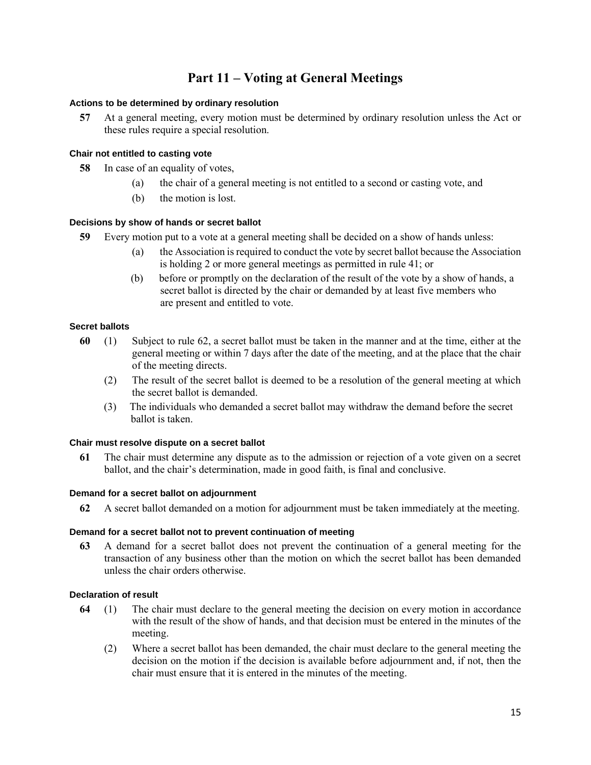# Part 11 – Voting at General Meetings

#### Actions to be determined by ordinary resolution

**57** At a general meeting, every motion must be determined by ordinary resolution unless the Act or these rules require a special resolution.

#### Chair not entitled to casting vote

**58** In case of an equality of votes,

(a) the chair of a general meeting is not entitled to a second or casting vote, and

(b) the motion is lost.

#### Decisions by show of hands or secret ballot

**59** Every motion put to a vote at a general meeting shall be decided on a show of hands unless:

(a) the Association is required to conduct the vote by secret ballot because the Association is holding 2 or more general meetings as permitted in rule 41; or

(b) before or promptly on the declaration of the result of the vote by a show of hands, a secret ballot is directed by the chair or demanded by at least five members who are present and entitled to vote.

#### Secret ballots

**60** (1) Subject to rule 62, a secret ballot must be taken in the manner and at the time, either at the general meeting or within 7 days after the date of the meeting, and at the place that the chair of the meeting directs.

(2) The result of the secret ballot is deemed to be a resolution of the general meeting at which the secret ballot is demanded.

(3) The individuals who demanded a secret ballot may withdraw the demand before the secret ballot is taken.

#### Chair must resolve dispute on a secret ballot

**61** The chair must determine any dispute as to the admission or rejection of a vote given on a secret ballot, and the chair's determination, made in good faith, is final and conclusive.

#### Demand for a secret ballot on adjournment

**62** A secret ballot demanded on a motion for adjournment must be taken immediately at the meeting.

#### Demand for a secret ballot not to prevent continuation of meeting

**63** A demand for a secret ballot does not prevent the continuation of a general meeting for the transaction of any business other than the motion on which the secret ballot has been demanded unless the chair orders otherwise.

#### Declaration of result

**64** (1) The chair must declare to the general meeting the decision on every motion in accordance with the result of the show of hands, and that decision must be entered in the minutes of the meeting.

(2) Where a secret ballot has been demanded, the chair must declare to the general meeting the decision on the motion if the decision is available before adjournment and, if not, then the chair must ensure that it is entered in the minutes of the meeting.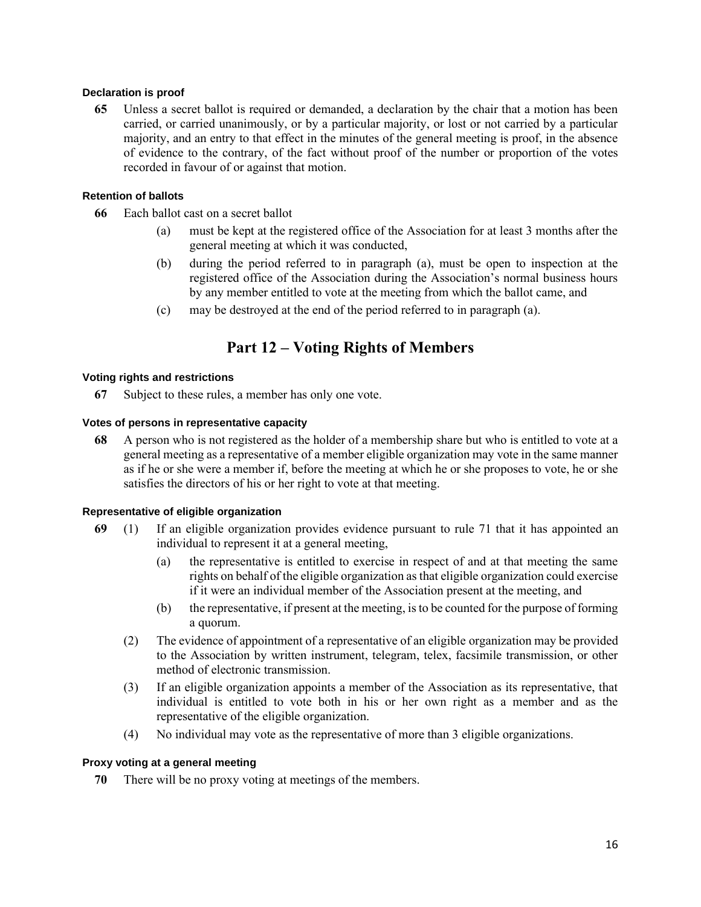#### Declaration is proof

**65** Unless a secret ballot is required or demanded, a declaration by the chair that a motion has been carried, or carried unanimously, or by a particular majority, or lost or not carried by a particular majority, and an entry to that effect in the minutes of the general meeting is proof, in the absence of evidence to the contrary, of the fact without proof of the number or proportion of the votes recorded in favour of or against that motion.

#### Retention of ballots

**66** Each ballot cast on a secret ballot

- (a) must be kept at the registered office of the Association for at least 3 months after the general meeting at which it was conducted,
- (b) during the period referred to in paragraph (a), must be open to inspection at the registered office of the Association during the Association's normal business hours by any member entitled to vote at the meeting from which the ballot came, and
- (c) may be destroyed at the end of the period referred to in paragraph (a).

## Part 12 – Voting Rights of Members

#### Voting rights and restrictions

**67** Subject to these rules, a member has only one vote.

#### Votes of persons in representative capacity

**68** A person who is not registered as the holder of a membership share but who is entitled to vote at a general meeting as a representative of a member eligible organization may vote in the same manner as if he or she were a member if, before the meeting at which he or she proposes to vote, he or she satisfies the directors of his or her right to vote at that meeting.

#### Representative of eligible organization

**69** (1) If an eligible organization provides evidence pursuant to rule 71 that it has appointed an individual to represent it at a general meeting,

- (a) the representative is entitled to exercise in respect of and at that meeting the same rights on behalf of the eligible organization as that eligible organization could exercise if it were an individual member of the Association present at the meeting, and
- (b) the representative, if present at the meeting, is to be counted for the purpose of forming a quorum.

(2) The evidence of appointment of a representative of an eligible organization may be provided to the Association by written instrument, telegram, telex, facsimile transmission, or other method of electronic transmission.

(3) If an eligible organization appoints a member of the Association as its representative, that individual is entitled to vote both in his or her own right as a member and as the representative of the eligible organization.

(4) No individual may vote as the representative of more than 3 eligible organizations.

#### Proxy voting at a general meeting

**70** There will be no proxy voting at meetings of the members.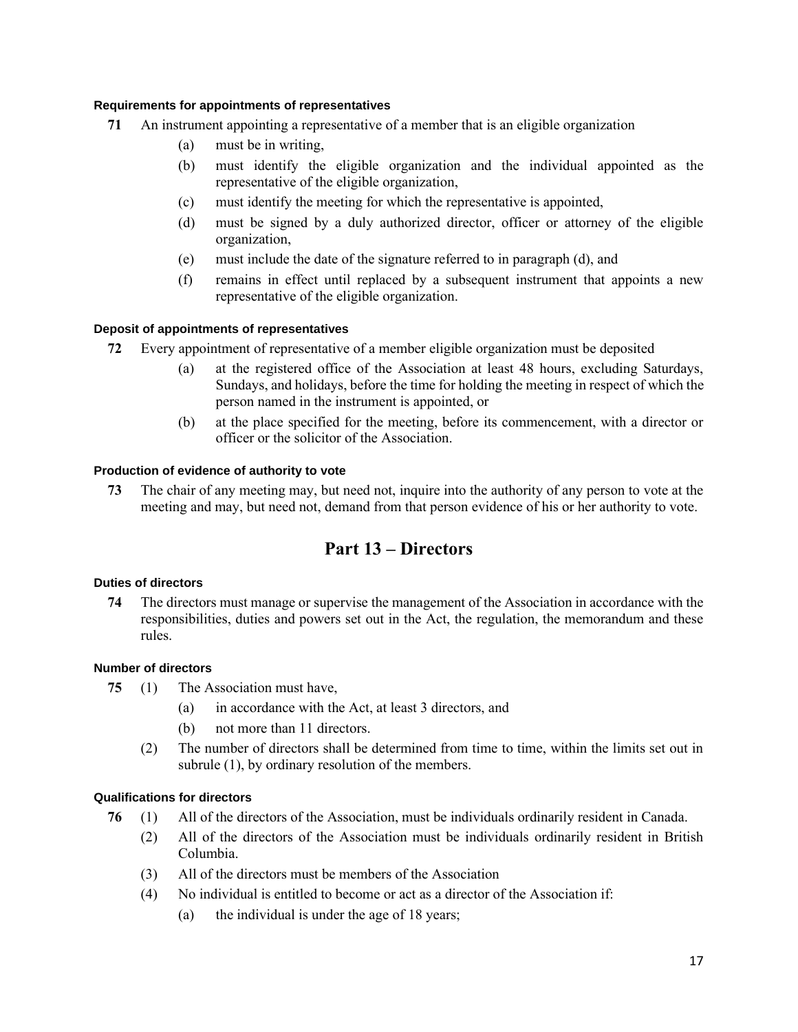#### Requirements for appointments of representatives

**71** An instrument appointing a representative of a member that is an eligible organization

(a) must be in writing,

(b) must identify the eligible organization and the individual appointed as the representative of the eligible organization,

(c) must identify the meeting for which the representative is appointed,

(d) must be signed by a duly authorized director, officer or attorney of the eligible organization,

(e) must include the date of the signature referred to in paragraph (d), and

(f) remains in effect until replaced by a subsequent instrument that appoints a new representative of the eligible organization.

#### Deposit of appointments of representatives

**72** Every appointment of representative of a member eligible organization must be deposited

(a) at the registered office of the Association at least 48 hours, excluding Saturdays, Sundays, and holidays, before the time for holding the meeting in respect of which the person named in the instrument is appointed, or

(b) at the place specified for the meeting, before its commencement, with a director or officer or the solicitor of the Association.

#### Production of evidence of authority to vote

**73** The chair of any meeting may, but need not, inquire into the authority of any person to vote at the meeting and may, but need not, demand from that person evidence of his or her authority to vote.

## Part 13 – Directors

#### Duties of directors

**74** The directors must manage or supervise the management of the Association in accordance with the responsibilities, duties and powers set out in the Act, the regulation, the memorandum and these rules.

#### Number of directors

**75** (1) The Association must have,

(a) in accordance with the Act, at least 3 directors, and

(b) not more than 11 directors.

(2) The number of directors shall be determined from time to time, within the limits set out in subrule (1), by ordinary resolution of the members.

#### Qualifications for directors

**76** (1) All of the directors of the Association, must be individuals ordinarily resident in Canada.

(2) All of the directors of the Association must be individuals ordinarily resident in British Columbia.

(3) All of the directors must be members of the Association

(4) No individual is entitled to become or act as a director of the Association if:

(a) the individual is under the age of 18 years;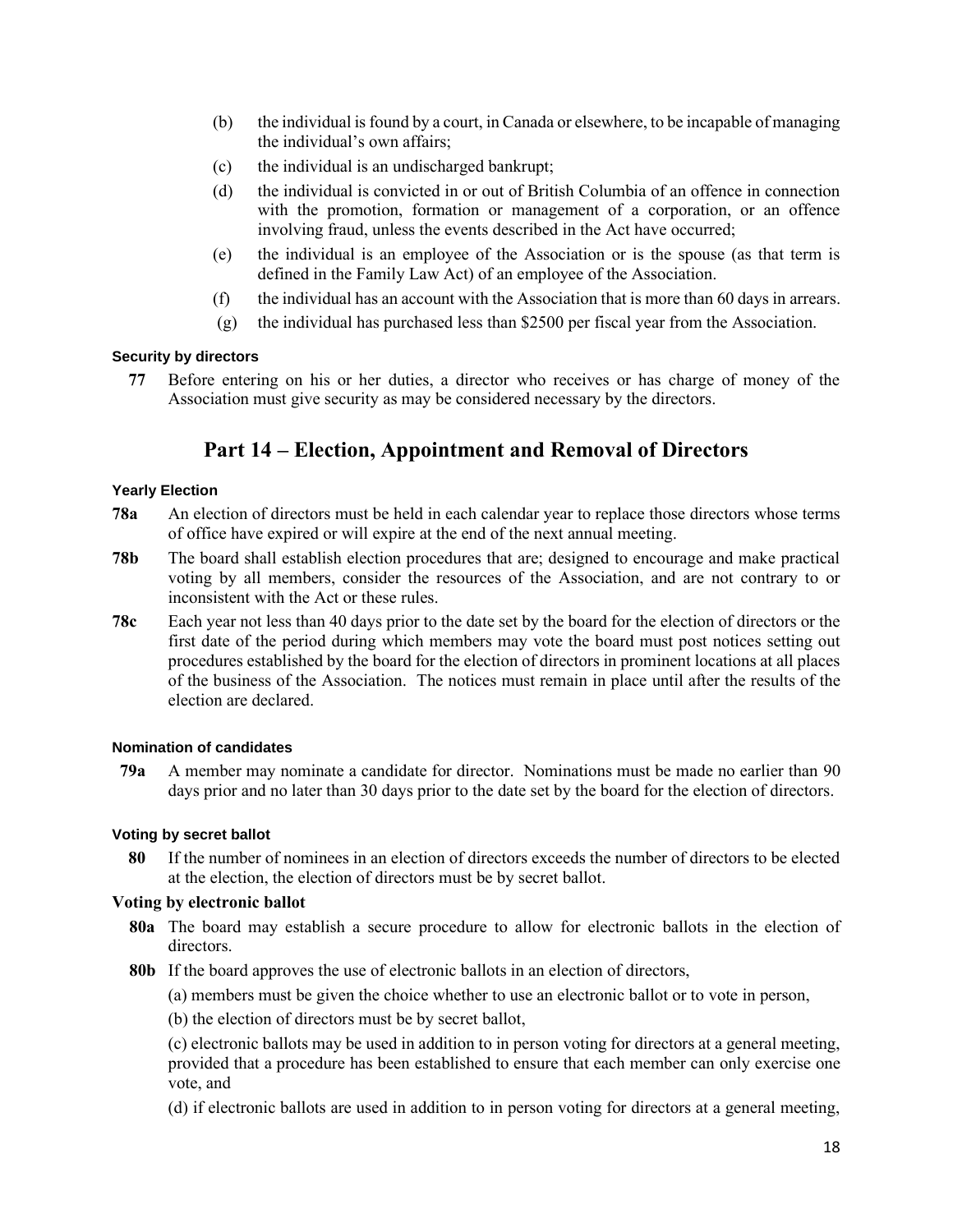(b) the individual is found by a court, in Canada or elsewhere, to be incapable of managing the individual's own affairs;

(c) the individual is an undischarged bankrupt;

(d) the individual is convicted in or out of British Columbia of an offence in connection with the promotion, formation or management of a corporation, or an offence involving fraud, unless the events described in the Act have occurred;

(e) the individual is an employee of the Association or is the spouse (as that term is defined in the Family Law Act) of an employee of the Association.

(f) the individual has an account with the Association that is more than 60 days in arrears.

(g) the individual has purchased less than $2500 per fiscal year from the Association.

#### Security by directors

**77** Before entering on his or her duties, a director who receives or has charge of money of the Association must give security as may be considered necessary by the directors.

## Part 14 – Election, Appointment and Removal of Directors

#### Yearly Election

**78a** An election of directors must be held in each calendar year to replace those directors whose terms of office have expired or will expire at the end of the next annual meeting.

**78b** The board shall establish election procedures that are; designed to encourage and make practical voting by all members, consider the resources of the Association, and are not contrary to or inconsistent with the Act or these rules.

**78c** Each year not less than 40 days prior to the date set by the board for the election of directors or the first date of the period during which members may vote the board must post notices setting out procedures established by the board for the election of directors in prominent locations at all places of the business of the Association. The notices must remain in place until after the results of the election are declared.

#### Nomination of candidates

**79a** A member may nominate a candidate for director. Nominations must be made no earlier than 90 days prior and no later than 30 days prior to the date set by the board for the election of directors.

#### Voting by secret ballot

**80** If the number of nominees in an election of directors exceeds the number of directors to be elected at the election, the election of directors must be by secret ballot.

#### Voting by electronic ballot

**80a** The board may establish a secure procedure to allow for electronic ballots in the election of directors.

**80b** If the board approves the use of electronic ballots in an election of directors,

(a) members must be given the choice whether to use an electronic ballot or to vote in person,

(b) the election of directors must be by secret ballot,

(c) electronic ballots may be used in addition to in person voting for directors at a general meeting, provided that a procedure has been established to ensure that each member can only exercise one vote, and

(d) if electronic ballots are used in addition to in person voting for directors at a general meeting,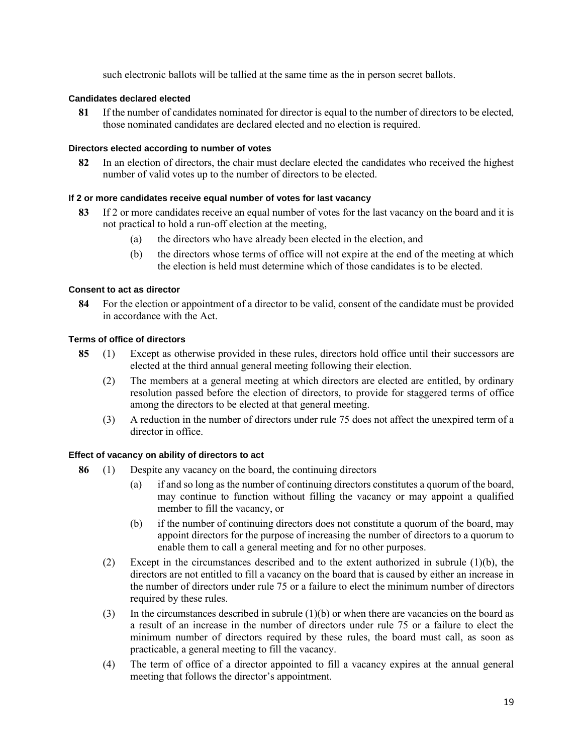such electronic ballots will be tallied at the same time as the in person secret ballots.

#### Candidates declared elected

**81** If the number of candidates nominated for director is equal to the number of directors to be elected, those nominated candidates are declared elected and no election is required.

#### Directors elected according to number of votes

**82** In an election of directors, the chair must declare elected the candidates who received the highest number of valid votes up to the number of directors to be elected.

#### If 2 or more candidates receive equal number of votes for last vacancy

**83** If 2 or more candidates receive an equal number of votes for the last vacancy on the board and it is not practical to hold a run-off election at the meeting,

(a) the directors who have already been elected in the election, and

(b) the directors whose terms of office will not expire at the end of the meeting at which the election is held must determine which of those candidates is to be elected.

#### Consent to act as director

**84** For the election or appointment of a director to be valid, consent of the candidate must be provided in accordance with the Act.

#### Terms of office of directors

**85** (1) Except as otherwise provided in these rules, directors hold office until their successors are elected at the third annual general meeting following their election.

(2) The members at a general meeting at which directors are elected are entitled, by ordinary resolution passed before the election of directors, to provide for staggered terms of office among the directors to be elected at that general meeting.

(3) A reduction in the number of directors under rule 75 does not affect the unexpired term of a director in office.

#### Effect of vacancy on ability of directors to act

**86** (1) Despite any vacancy on the board, the continuing directors

(a) if and so long as the number of continuing directors constitutes a quorum of the board, may continue to function without filling the vacancy or may appoint a qualified member to fill the vacancy, or

(b) if the number of continuing directors does not constitute a quorum of the board, may appoint directors for the purpose of increasing the number of directors to a quorum to enable them to call a general meeting and for no other purposes.

(2) Except in the circumstances described and to the extent authorized in subrule (1)(b), the directors are not entitled to fill a vacancy on the board that is caused by either an increase in the number of directors under rule 75 or a failure to elect the minimum number of directors required by these rules.

(3) In the circumstances described in subrule (1)(b) or when there are vacancies on the board as a result of an increase in the number of directors under rule 75 or a failure to elect the minimum number of directors required by these rules, the board must call, as soon as practicable, a general meeting to fill the vacancy.

(4) The term of office of a director appointed to fill a vacancy expires at the annual general meeting that follows the director's appointment.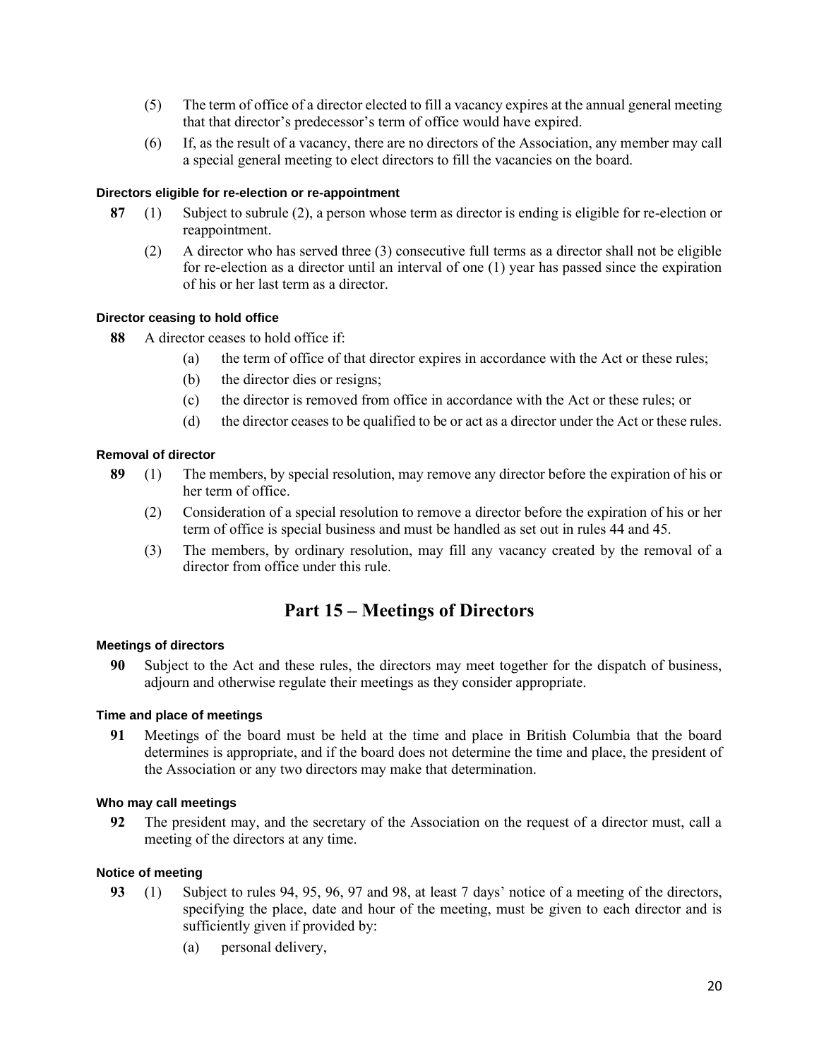(5) The term of office of a director elected to fill a vacancy expires at the annual general meeting that that director's predecessor's term of office would have expired.

(6) If, as the result of a vacancy, there are no directors of the Association, any member may call a special general meeting to elect directors to fill the vacancies on the board.

#### Directors eligible for re-election or re-appointment

**87** (1) Subject to subrule (2), a person whose term as director is ending is eligible for re-election or reappointment.

(2) A director who has served three (3) consecutive full terms as a director shall not be eligible for re-election as a director until an interval of one (1) year has passed since the expiration of his or her last term as a director.

#### Director ceasing to hold office

**88** A director ceases to hold office if:

- (a) the term of office of that director expires in accordance with the Act or these rules;
- (b) the director dies or resigns;
- (c) the director is removed from office in accordance with the Act or these rules; or
- (d) the director ceases to be qualified to be or act as a director under the Act or these rules.

#### Removal of director

**89** (1) The members, by special resolution, may remove any director before the expiration of his or her term of office.

(2) Consideration of a special resolution to remove a director before the expiration of his or her term of office is special business and must be handled as set out in rules 44 and 45.

(3) The members, by ordinary resolution, may fill any vacancy created by the removal of a director from office under this rule.

## Part 15 – Meetings of Directors

#### Meetings of directors

**90** Subject to the Act and these rules, the directors may meet together for the dispatch of business, adjourn and otherwise regulate their meetings as they consider appropriate.

#### Time and place of meetings

**91** Meetings of the board must be held at the time and place in British Columbia that the board determines is appropriate, and if the board does not determine the time and place, the president of the Association or any two directors may make that determination.

#### Who may call meetings

**92** The president may, and the secretary of the Association on the request of a director must, call a meeting of the directors at any time.

#### Notice of meeting

**93** (1) Subject to rules 94, 95, 96, 97 and 98, at least 7 days' notice of a meeting of the directors, specifying the place, date and hour of the meeting, must be given to each director and is sufficiently given if provided by:

- (a) personal delivery,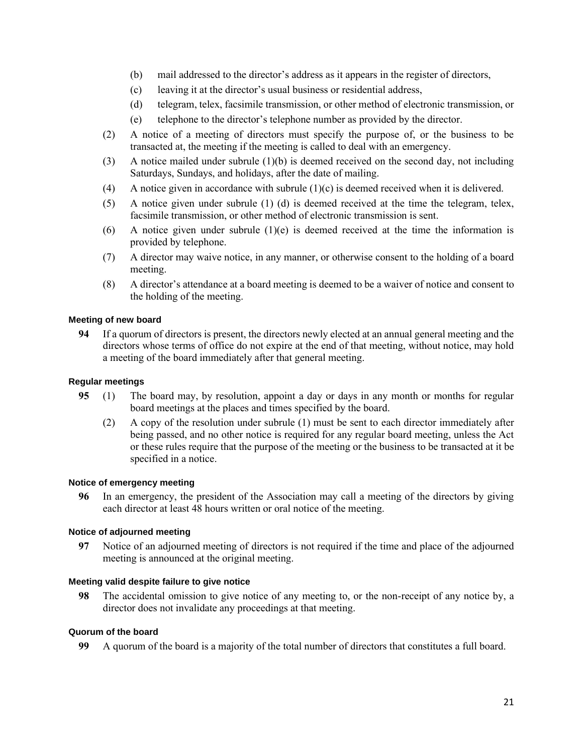(b) mail addressed to the director's address as it appears in the register of directors,

(c) leaving it at the director's usual business or residential address,

(d) telegram, telex, facsimile transmission, or other method of electronic transmission, or

(e) telephone to the director's telephone number as provided by the director.

(2) A notice of a meeting of directors must specify the purpose of, or the business to be transacted at, the meeting if the meeting is called to deal with an emergency.

(3) A notice mailed under subrule (1)(b) is deemed received on the second day, not including Saturdays, Sundays, and holidays, after the date of mailing.

(4) A notice given in accordance with subrule (1)(c) is deemed received when it is delivered.

(5) A notice given under subrule (1) (d) is deemed received at the time the telegram, telex, facsimile transmission, or other method of electronic transmission is sent.

(6) A notice given under subrule (1)(e) is deemed received at the time the information is provided by telephone.

(7) A director may waive notice, in any manner, or otherwise consent to the holding of a board meeting.

(8) A director's attendance at a board meeting is deemed to be a waiver of notice and consent to the holding of the meeting.

#### Meeting of new board

**94** If a quorum of directors is present, the directors newly elected at an annual general meeting and the directors whose terms of office do not expire at the end of that meeting, without notice, may hold a meeting of the board immediately after that general meeting.

#### Regular meetings

**95** (1) The board may, by resolution, appoint a day or days in any month or months for regular board meetings at the places and times specified by the board.

(2) A copy of the resolution under subrule (1) must be sent to each director immediately after being passed, and no other notice is required for any regular board meeting, unless the Act or these rules require that the purpose of the meeting or the business to be transacted at it be specified in a notice.

#### Notice of emergency meeting

**96** In an emergency, the president of the Association may call a meeting of the directors by giving each director at least 48 hours written or oral notice of the meeting.

#### Notice of adjourned meeting

**97** Notice of an adjourned meeting of directors is not required if the time and place of the adjourned meeting is announced at the original meeting.

#### Meeting valid despite failure to give notice

**98** The accidental omission to give notice of any meeting to, or the non-receipt of any notice by, a director does not invalidate any proceedings at that meeting.

#### Quorum of the board

**99** A quorum of the board is a majority of the total number of directors that constitutes a full board.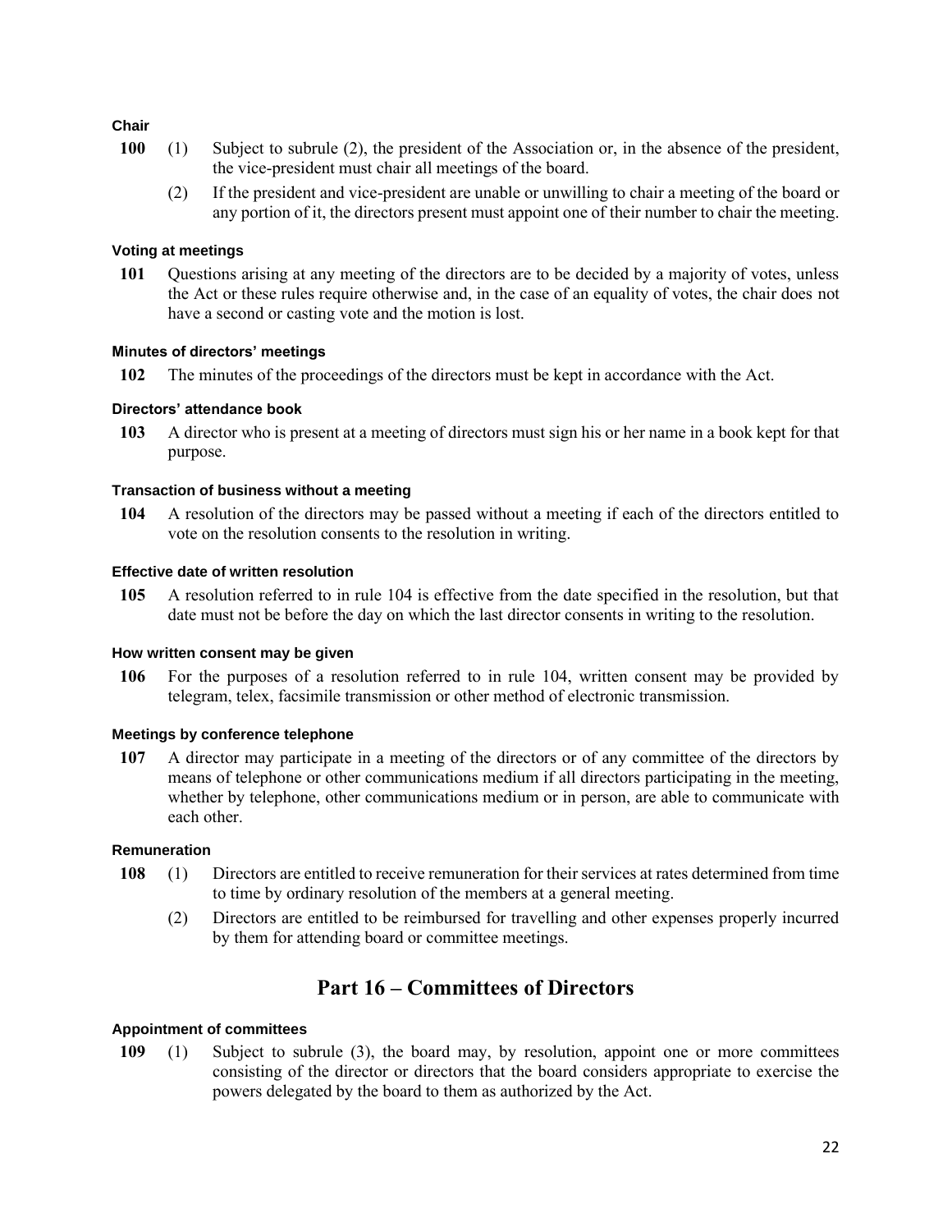**Chair**

**100** (1) Subject to subrule (2), the president of the Association or, in the absence of the president, the vice-president must chair all meetings of the board.

(2) If the president and vice-president are unable or unwilling to chair a meeting of the board or any portion of it, the directors present must appoint one of their number to chair the meeting.

**Voting at meetings**

**101** Questions arising at any meeting of the directors are to be decided by a majority of votes, unless the Act or these rules require otherwise and, in the case of an equality of votes, the chair does not have a second or casting vote and the motion is lost.

**Minutes of directors' meetings**

**102** The minutes of the proceedings of the directors must be kept in accordance with the Act.

**Directors' attendance book**

**103** A director who is present at a meeting of directors must sign his or her name in a book kept for that purpose.

**Transaction of business without a meeting**

**104** A resolution of the directors may be passed without a meeting if each of the directors entitled to vote on the resolution consents to the resolution in writing.

**Effective date of written resolution**

**105** A resolution referred to in rule 104 is effective from the date specified in the resolution, but that date must not be before the day on which the last director consents in writing to the resolution.

**How written consent may be given**

**106** For the purposes of a resolution referred to in rule 104, written consent may be provided by telegram, telex, facsimile transmission or other method of electronic transmission.

**Meetings by conference telephone**

**107** A director may participate in a meeting of the directors or of any committee of the directors by means of telephone or other communications medium if all directors participating in the meeting, whether by telephone, other communications medium or in person, are able to communicate with each other.

**Remuneration**

**108** (1) Directors are entitled to receive remuneration for their services at rates determined from time to time by ordinary resolution of the members at a general meeting.

(2) Directors are entitled to be reimbursed for travelling and other expenses properly incurred by them for attending board or committee meetings.

## Part 16 – Committees of Directors

**Appointment of committees**

**109** (1) Subject to subrule (3), the board may, by resolution, appoint one or more committees consisting of the director or directors that the board considers appropriate to exercise the powers delegated by the board to them as authorized by the Act.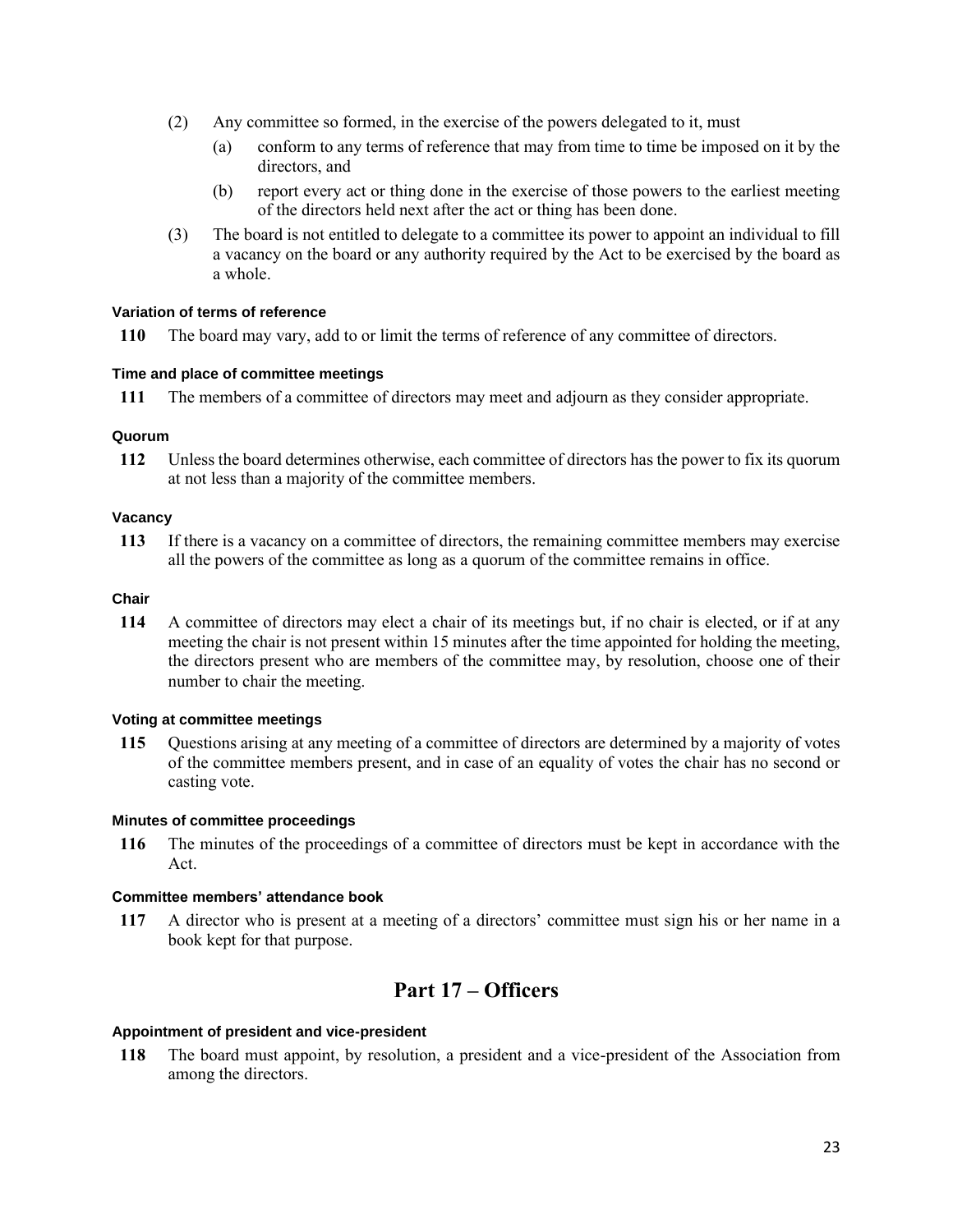(2) Any committee so formed, in the exercise of the powers delegated to it, must

  (a) conform to any terms of reference that may from time to time be imposed on it by the directors, and

  (b) report every act or thing done in the exercise of those powers to the earliest meeting of the directors held next after the act or thing has been done.

(3) The board is not entitled to delegate to a committee its power to appoint an individual to fill a vacancy on the board or any authority required by the Act to be exercised by the board as a whole.

#### Variation of terms of reference

**110** The board may vary, add to or limit the terms of reference of any committee of directors.

#### Time and place of committee meetings

**111** The members of a committee of directors may meet and adjourn as they consider appropriate.

#### Quorum

**112** Unless the board determines otherwise, each committee of directors has the power to fix its quorum at not less than a majority of the committee members.

#### Vacancy

**113** If there is a vacancy on a committee of directors, the remaining committee members may exercise all the powers of the committee as long as a quorum of the committee remains in office.

#### Chair

**114** A committee of directors may elect a chair of its meetings but, if no chair is elected, or if at any meeting the chair is not present within 15 minutes after the time appointed for holding the meeting, the directors present who are members of the committee may, by resolution, choose one of their number to chair the meeting.

#### Voting at committee meetings

**115** Questions arising at any meeting of a committee of directors are determined by a majority of votes of the committee members present, and in case of an equality of votes the chair has no second or casting vote.

#### Minutes of committee proceedings

**116** The minutes of the proceedings of a committee of directors must be kept in accordance with the Act.

#### Committee members' attendance book

**117** A director who is present at a meeting of a directors' committee must sign his or her name in a book kept for that purpose.

## Part 17 – Officers

#### Appointment of president and vice-president

**118** The board must appoint, by resolution, a president and a vice-president of the Association from among the directors.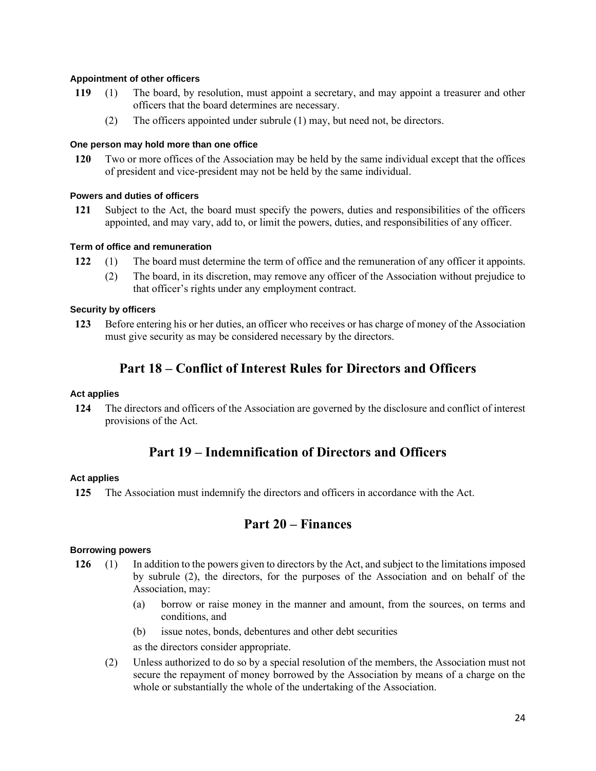#### Appointment of other officers

**119** (1) The board, by resolution, must appoint a secretary, and may appoint a treasurer and other officers that the board determines are necessary.

(2) The officers appointed under subrule (1) may, but need not, be directors.

#### One person may hold more than one office

**120** Two or more offices of the Association may be held by the same individual except that the offices of president and vice-president may not be held by the same individual.

#### Powers and duties of officers

**121** Subject to the Act, the board must specify the powers, duties and responsibilities of the officers appointed, and may vary, add to, or limit the powers, duties, and responsibilities of any officer.

#### Term of office and remuneration

**122** (1) The board must determine the term of office and the remuneration of any officer it appoints.

(2) The board, in its discretion, may remove any officer of the Association without prejudice to that officer's rights under any employment contract.

#### Security by officers

**123** Before entering his or her duties, an officer who receives or has charge of money of the Association must give security as may be considered necessary by the directors.

## Part 18 – Conflict of Interest Rules for Directors and Officers

#### Act applies

**124** The directors and officers of the Association are governed by the disclosure and conflict of interest provisions of the Act.

## Part 19 – Indemnification of Directors and Officers

#### Act applies

**125** The Association must indemnify the directors and officers in accordance with the Act.

## Part 20 – Finances

#### Borrowing powers

**126** (1) In addition to the powers given to directors by the Act, and subject to the limitations imposed by subrule (2), the directors, for the purposes of the Association and on behalf of the Association, may:

(a) borrow or raise money in the manner and amount, from the sources, on terms and conditions, and

(b) issue notes, bonds, debentures and other debt securities

as the directors consider appropriate.

(2) Unless authorized to do so by a special resolution of the members, the Association must not secure the repayment of money borrowed by the Association by means of a charge on the whole or substantially the whole of the undertaking of the Association.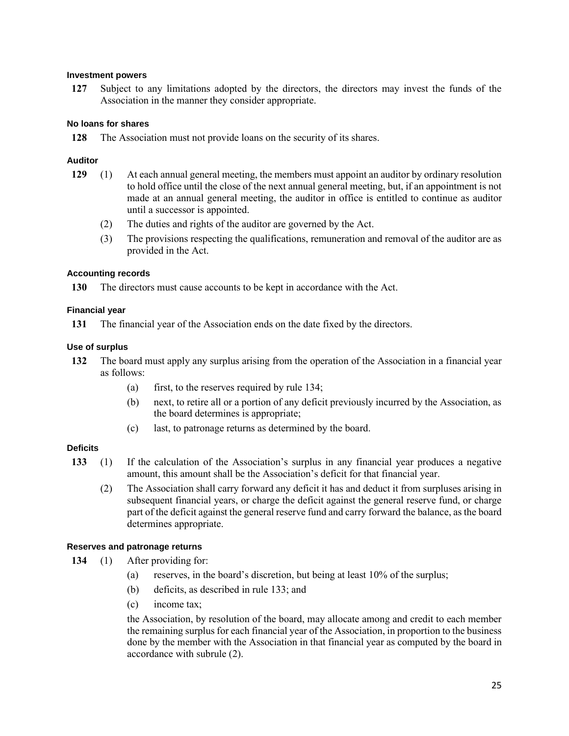#### Investment powers

**127** Subject to any limitations adopted by the directors, the directors may invest the funds of the Association in the manner they consider appropriate.

#### No loans for shares

**128** The Association must not provide loans on the security of its shares.

#### Auditor

**129** (1) At each annual general meeting, the members must appoint an auditor by ordinary resolution to hold office until the close of the next annual general meeting, but, if an appointment is not made at an annual general meeting, the auditor in office is entitled to continue as auditor until a successor is appointed.

(2) The duties and rights of the auditor are governed by the Act.

(3) The provisions respecting the qualifications, remuneration and removal of the auditor are as provided in the Act.

#### Accounting records

**130** The directors must cause accounts to be kept in accordance with the Act.

#### Financial year

**131** The financial year of the Association ends on the date fixed by the directors.

#### Use of surplus

**132** The board must apply any surplus arising from the operation of the Association in a financial year as follows:

(a) first, to the reserves required by rule 134;

(b) next, to retire all or a portion of any deficit previously incurred by the Association, as the board determines is appropriate;

(c) last, to patronage returns as determined by the board.

#### Deficits

**133** (1) If the calculation of the Association's surplus in any financial year produces a negative amount, this amount shall be the Association's deficit for that financial year.

(2) The Association shall carry forward any deficit it has and deduct it from surpluses arising in subsequent financial years, or charge the deficit against the general reserve fund, or charge part of the deficit against the general reserve fund and carry forward the balance, as the board determines appropriate.

#### Reserves and patronage returns

**134** (1) After providing for:

(a) reserves, in the board's discretion, but being at least 10% of the surplus;

(b) deficits, as described in rule 133; and

(c) income tax;

the Association, by resolution of the board, may allocate among and credit to each member the remaining surplus for each financial year of the Association, in proportion to the business done by the member with the Association in that financial year as computed by the board in accordance with subrule (2).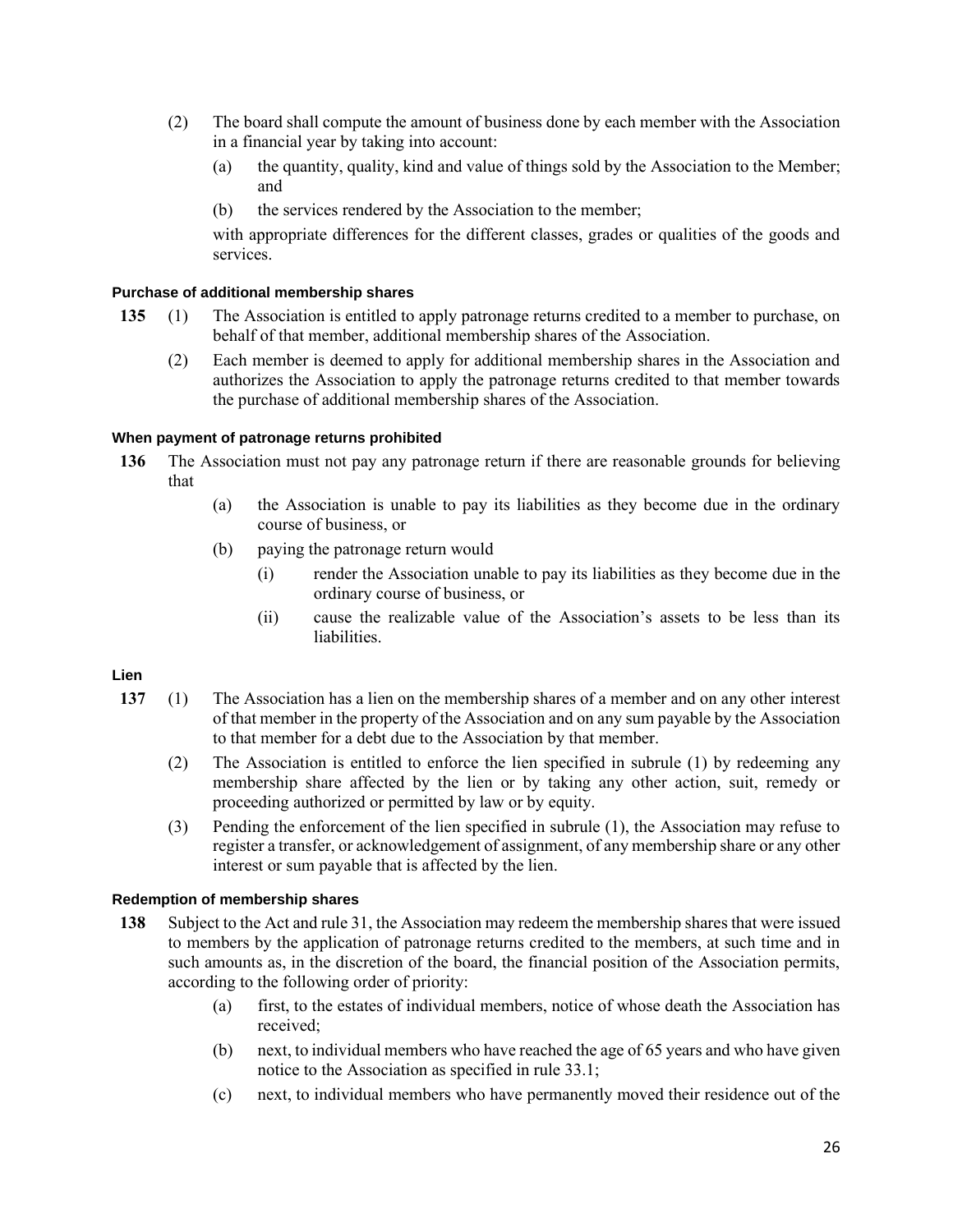(2) The board shall compute the amount of business done by each member with the Association in a financial year by taking into account:

(a) the quantity, quality, kind and value of things sold by the Association to the Member; and

(b) the services rendered by the Association to the member;

with appropriate differences for the different classes, grades or qualities of the goods and services.

#### Purchase of additional membership shares

**135** (1) The Association is entitled to apply patronage returns credited to a member to purchase, on behalf of that member, additional membership shares of the Association.

(2) Each member is deemed to apply for additional membership shares in the Association and authorizes the Association to apply the patronage returns credited to that member towards the purchase of additional membership shares of the Association.

#### When payment of patronage returns prohibited

**136** The Association must not pay any patronage return if there are reasonable grounds for believing that

(a) the Association is unable to pay its liabilities as they become due in the ordinary course of business, or

(b) paying the patronage return would

(i) render the Association unable to pay its liabilities as they become due in the ordinary course of business, or

(ii) cause the realizable value of the Association's assets to be less than its liabilities.

#### Lien

**137** (1) The Association has a lien on the membership shares of a member and on any other interest of that member in the property of the Association and on any sum payable by the Association to that member for a debt due to the Association by that member.

(2) The Association is entitled to enforce the lien specified in subrule (1) by redeeming any membership share affected by the lien or by taking any other action, suit, remedy or proceeding authorized or permitted by law or by equity.

(3) Pending the enforcement of the lien specified in subrule (1), the Association may refuse to register a transfer, or acknowledgement of assignment, of any membership share or any other interest or sum payable that is affected by the lien.

#### Redemption of membership shares

**138** Subject to the Act and rule 31, the Association may redeem the membership shares that were issued to members by the application of patronage returns credited to the members, at such time and in such amounts as, in the discretion of the board, the financial position of the Association permits, according to the following order of priority:

(a) first, to the estates of individual members, notice of whose death the Association has received;

(b) next, to individual members who have reached the age of 65 years and who have given notice to the Association as specified in rule 33.1;

(c) next, to individual members who have permanently moved their residence out of the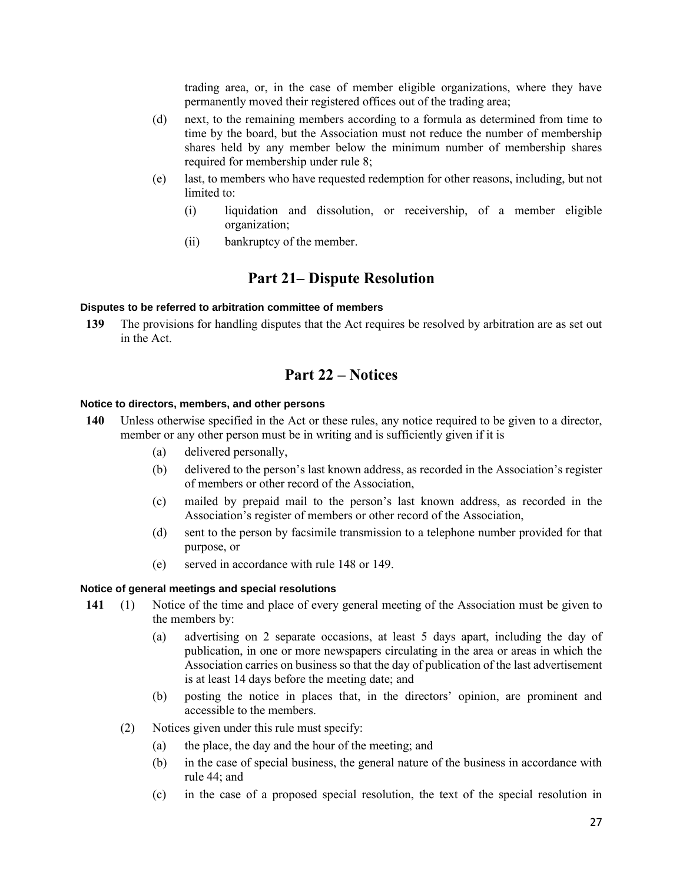trading area, or, in the case of member eligible organizations, where they have permanently moved their registered offices out of the trading area;

(d) next, to the remaining members according to a formula as determined from time to time by the board, but the Association must not reduce the number of membership shares held by any member below the minimum number of membership shares required for membership under rule 8;

(e) last, to members who have requested redemption for other reasons, including, but not limited to:

   (i) liquidation and dissolution, or receivership, of a member eligible organization;

   (ii) bankruptcy of the member.

## Part 21– Dispute Resolution

#### Disputes to be referred to arbitration committee of members

**139** The provisions for handling disputes that the Act requires be resolved by arbitration are as set out in the Act.

## Part 22 – Notices

#### Notice to directors, members, and other persons

**140** Unless otherwise specified in the Act or these rules, any notice required to be given to a director, member or any other person must be in writing and is sufficiently given if it is

(a) delivered personally,

(b) delivered to the person's last known address, as recorded in the Association's register of members or other record of the Association,

(c) mailed by prepaid mail to the person's last known address, as recorded in the Association's register of members or other record of the Association,

(d) sent to the person by facsimile transmission to a telephone number provided for that purpose, or

(e) served in accordance with rule 148 or 149.

#### Notice of general meetings and special resolutions

**141** (1) Notice of the time and place of every general meeting of the Association must be given to the members by:

(a) advertising on 2 separate occasions, at least 5 days apart, including the day of publication, in one or more newspapers circulating in the area or areas in which the Association carries on business so that the day of publication of the last advertisement is at least 14 days before the meeting date; and

(b) posting the notice in places that, in the directors' opinion, are prominent and accessible to the members.

(2) Notices given under this rule must specify:

(a) the place, the day and the hour of the meeting; and

(b) in the case of special business, the general nature of the business in accordance with rule 44; and

(c) in the case of a proposed special resolution, the text of the special resolution in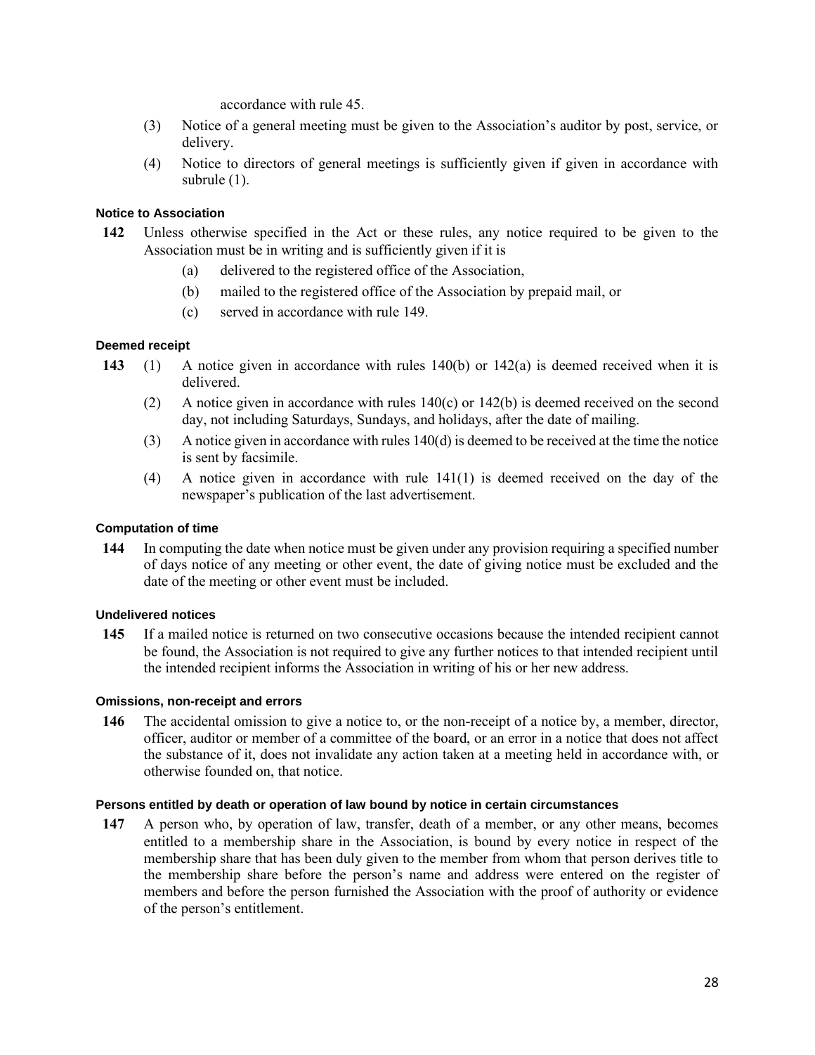accordance with rule 45.

(3) Notice of a general meeting must be given to the Association's auditor by post, service, or delivery.

(4) Notice to directors of general meetings is sufficiently given if given in accordance with subrule (1).

#### Notice to Association

**142** Unless otherwise specified in the Act or these rules, any notice required to be given to the Association must be in writing and is sufficiently given if it is

(a) delivered to the registered office of the Association,

(b) mailed to the registered office of the Association by prepaid mail, or

(c) served in accordance with rule 149.

#### Deemed receipt

**143** (1) A notice given in accordance with rules 140(b) or 142(a) is deemed received when it is delivered.

(2) A notice given in accordance with rules 140(c) or 142(b) is deemed received on the second day, not including Saturdays, Sundays, and holidays, after the date of mailing.

(3) A notice given in accordance with rules 140(d) is deemed to be received at the time the notice is sent by facsimile.

(4) A notice given in accordance with rule 141(1) is deemed received on the day of the newspaper's publication of the last advertisement.

#### Computation of time

**144** In computing the date when notice must be given under any provision requiring a specified number of days notice of any meeting or other event, the date of giving notice must be excluded and the date of the meeting or other event must be included.

#### Undelivered notices

**145** If a mailed notice is returned on two consecutive occasions because the intended recipient cannot be found, the Association is not required to give any further notices to that intended recipient until the intended recipient informs the Association in writing of his or her new address.

#### Omissions, non-receipt and errors

**146** The accidental omission to give a notice to, or the non-receipt of a notice by, a member, director, officer, auditor or member of a committee of the board, or an error in a notice that does not affect the substance of it, does not invalidate any action taken at a meeting held in accordance with, or otherwise founded on, that notice.

#### Persons entitled by death or operation of law bound by notice in certain circumstances

**147** A person who, by operation of law, transfer, death of a member, or any other means, becomes entitled to a membership share in the Association, is bound by every notice in respect of the membership share that has been duly given to the member from whom that person derives title to the membership share before the person's name and address were entered on the register of members and before the person furnished the Association with the proof of authority or evidence of the person's entitlement.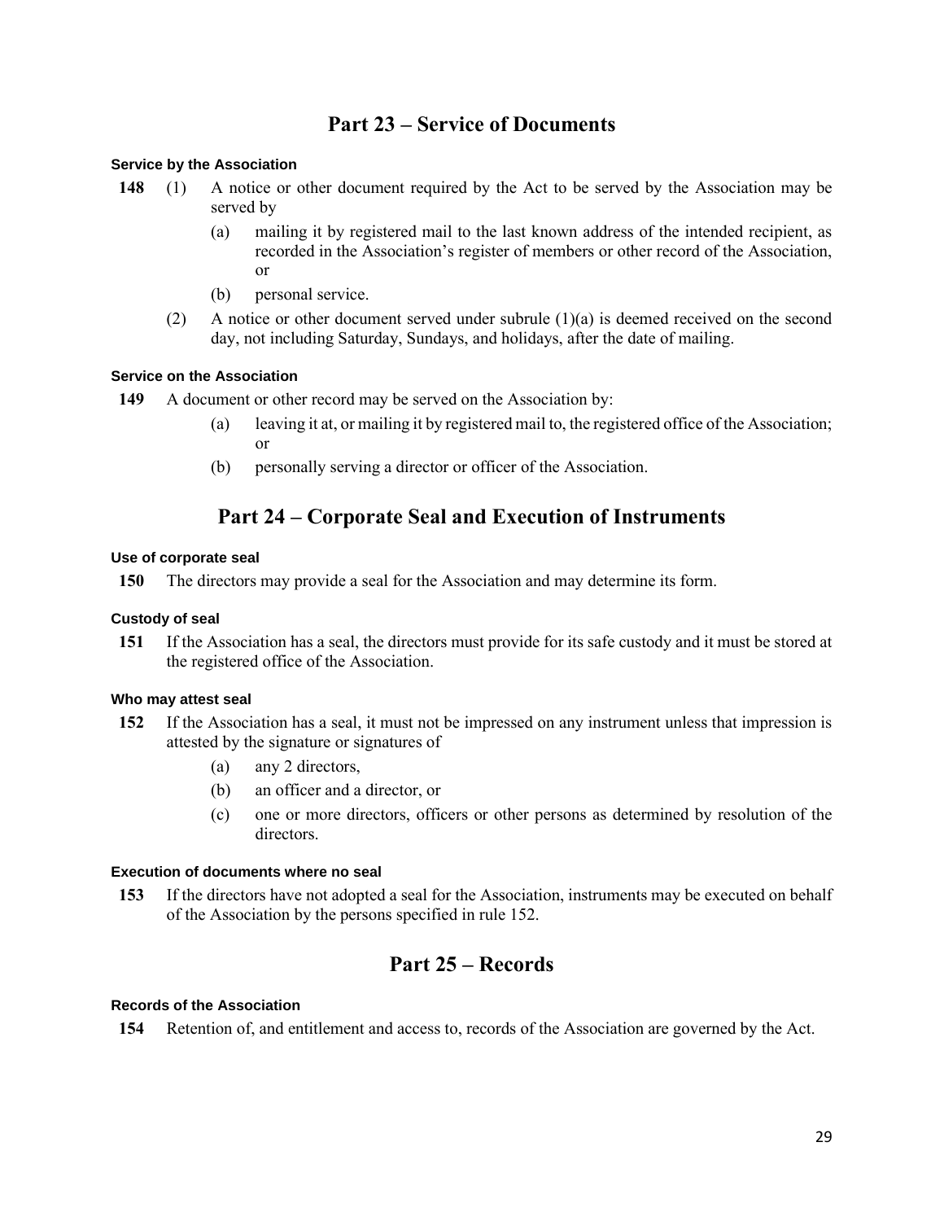## Part 23 – Service of Documents

#### Service by the Association

**148** (1) A notice or other document required by the Act to be served by the Association may be served by

(a) mailing it by registered mail to the last known address of the intended recipient, as recorded in the Association's register of members or other record of the Association, or

(b) personal service.

(2) A notice or other document served under subrule (1)(a) is deemed received on the second day, not including Saturday, Sundays, and holidays, after the date of mailing.

#### Service on the Association

**149** A document or other record may be served on the Association by:

(a) leaving it at, or mailing it by registered mail to, the registered office of the Association; or

(b) personally serving a director or officer of the Association.

## Part 24 – Corporate Seal and Execution of Instruments

#### Use of corporate seal

**150** The directors may provide a seal for the Association and may determine its form.

#### Custody of seal

**151** If the Association has a seal, the directors must provide for its safe custody and it must be stored at the registered office of the Association.

#### Who may attest seal

**152** If the Association has a seal, it must not be impressed on any instrument unless that impression is attested by the signature or signatures of

(a) any 2 directors,

(b) an officer and a director, or

(c) one or more directors, officers or other persons as determined by resolution of the directors.

#### Execution of documents where no seal

**153** If the directors have not adopted a seal for the Association, instruments may be executed on behalf of the Association by the persons specified in rule 152.

## Part 25 – Records

#### Records of the Association

**154** Retention of, and entitlement and access to, records of the Association are governed by the Act.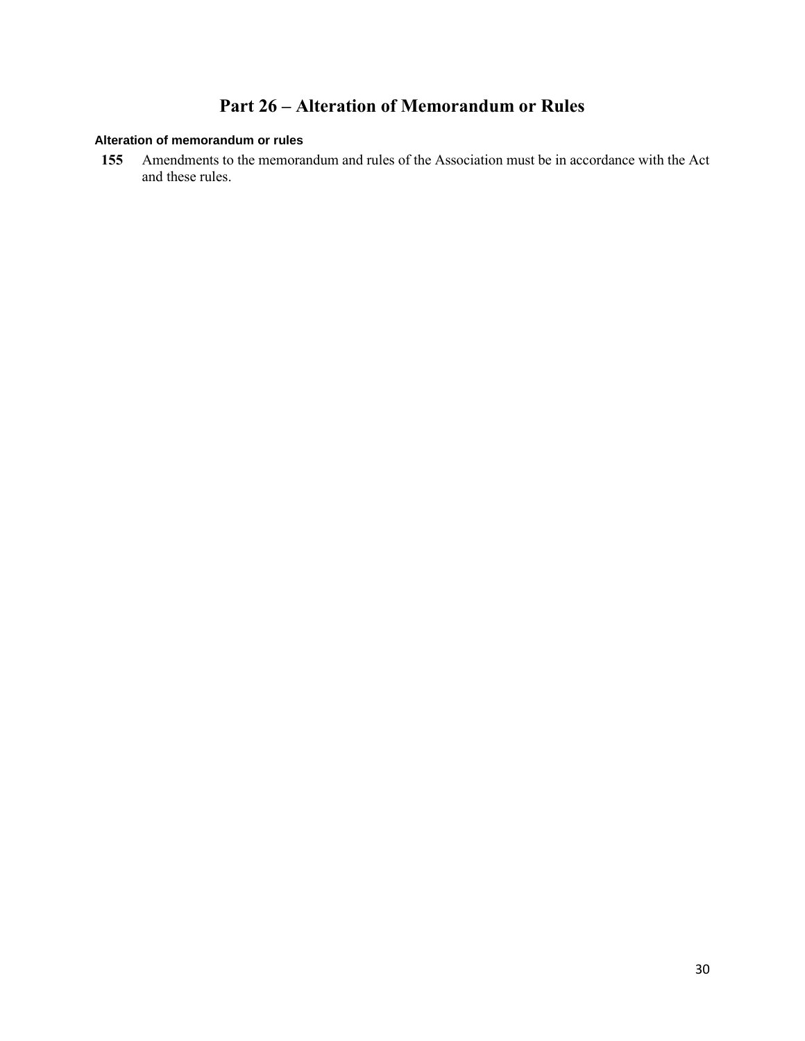# Part 26 – Alteration of Memorandum or Rules

### Alteration of memorandum or rules

**155** Amendments to the memorandum and rules of the Association must be in accordance with the Act and these rules.